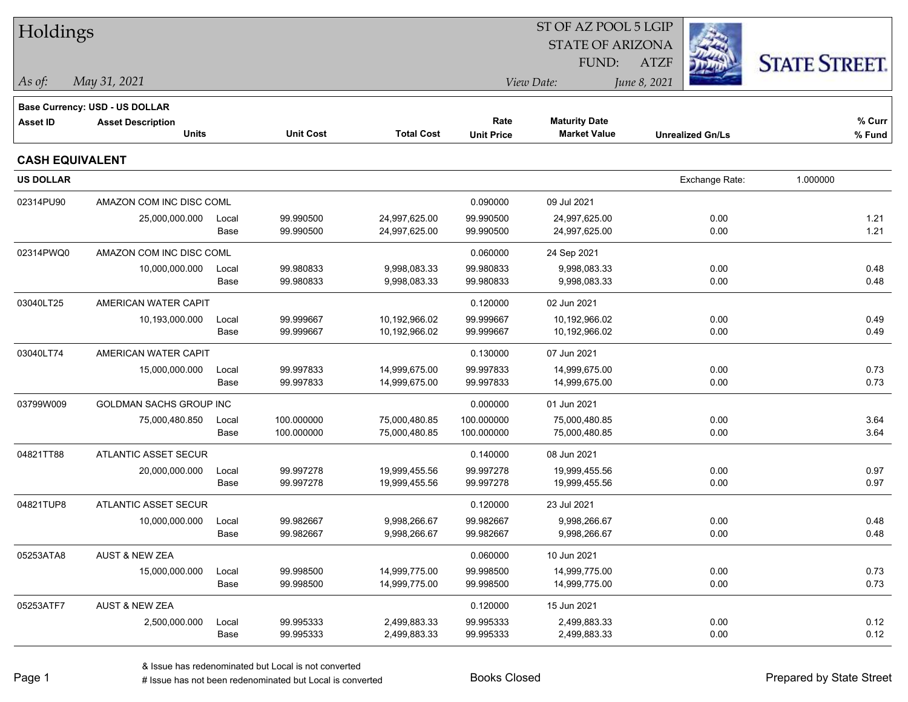# Holdings

ST OF AZ POOL 5 LGIP
STATE OF ARIZONA
FUND: ATZF

*As of:* *May 31, 2021*

*View Date:* *June 8, 2021*

STATE STREET.

**Base Currency: USD - US DOLLAR**

| Asset ID | Asset Description / Units | | Unit Cost | Total Cost | Rate / Unit Price | Maturity Date / Market Value | Unrealized Gn/Ls | % Curr / % Fund |
|---|---|---|---|---|---|---|---|---|

## CASH EQUIVALENT

**US DOLLAR** — Exchange Rate: 1.000000

| Asset ID | Asset Description / Units | | Unit Cost | Total Cost | Rate / Unit Price | Maturity Date / Market Value | Unrealized Gn/Ls | % Curr / % Fund |
|---|---|---|---|---|---|---|---|---|
| 02314PU90 | AMAZON COM INC DISC COML | | | | 0.090000 | 09 Jul 2021 | | |
| | 25,000,000.000 | Local | 99.990500 | 24,997,625.00 | 99.990500 | 24,997,625.00 | 0.00 | 1.21 |
| | | Base | 99.990500 | 24,997,625.00 | 99.990500 | 24,997,625.00 | 0.00 | 1.21 |
| 02314PWQ0 | AMAZON COM INC DISC COML | | | | 0.060000 | 24 Sep 2021 | | |
| | 10,000,000.000 | Local | 99.980833 | 9,998,083.33 | 99.980833 | 9,998,083.33 | 0.00 | 0.48 |
| | | Base | 99.980833 | 9,998,083.33 | 99.980833 | 9,998,083.33 | 0.00 | 0.48 |
| 03040LT25 | AMERICAN WATER CAPIT | | | | 0.120000 | 02 Jun 2021 | | |
| | 10,193,000.000 | Local | 99.999667 | 10,192,966.02 | 99.999667 | 10,192,966.02 | 0.00 | 0.49 |
| | | Base | 99.999667 | 10,192,966.02 | 99.999667 | 10,192,966.02 | 0.00 | 0.49 |
| 03040LT74 | AMERICAN WATER CAPIT | | | | 0.130000 | 07 Jun 2021 | | |
| | 15,000,000.000 | Local | 99.997833 | 14,999,675.00 | 99.997833 | 14,999,675.00 | 0.00 | 0.73 |
| | | Base | 99.997833 | 14,999,675.00 | 99.997833 | 14,999,675.00 | 0.00 | 0.73 |
| 03799W009 | GOLDMAN SACHS GROUP INC | | | | 0.000000 | 01 Jun 2021 | | |
| | 75,000,480.850 | Local | 100.000000 | 75,000,480.85 | 100.000000 | 75,000,480.85 | 0.00 | 3.64 |
| | | Base | 100.000000 | 75,000,480.85 | 100.000000 | 75,000,480.85 | 0.00 | 3.64 |
| 04821TT88 | ATLANTIC ASSET SECUR | | | | 0.140000 | 08 Jun 2021 | | |
| | 20,000,000.000 | Local | 99.997278 | 19,999,455.56 | 99.997278 | 19,999,455.56 | 0.00 | 0.97 |
| | | Base | 99.997278 | 19,999,455.56 | 99.997278 | 19,999,455.56 | 0.00 | 0.97 |
| 04821TUP8 | ATLANTIC ASSET SECUR | | | | 0.120000 | 23 Jul 2021 | | |
| | 10,000,000.000 | Local | 99.982667 | 9,998,266.67 | 99.982667 | 9,998,266.67 | 0.00 | 0.48 |
| | | Base | 99.982667 | 9,998,266.67 | 99.982667 | 9,998,266.67 | 0.00 | 0.48 |
| 05253ATA8 | AUST & NEW ZEA | | | | 0.060000 | 10 Jun 2021 | | |
| | 15,000,000.000 | Local | 99.998500 | 14,999,775.00 | 99.998500 | 14,999,775.00 | 0.00 | 0.73 |
| | | Base | 99.998500 | 14,999,775.00 | 99.998500 | 14,999,775.00 | 0.00 | 0.73 |
| 05253ATF7 | AUST & NEW ZEA | | | | 0.120000 | 15 Jun 2021 | | |
| | 2,500,000.000 | Local | 99.995333 | 2,499,883.33 | 99.995333 | 2,499,883.33 | 0.00 | 0.12 |
| | | Base | 99.995333 | 2,499,883.33 | 99.995333 | 2,499,883.33 | 0.00 | 0.12 |

& Issue has redenominated but Local is not converted
# Issue has not been redenominated but Local is converted

Books Closed

Prepared by State Street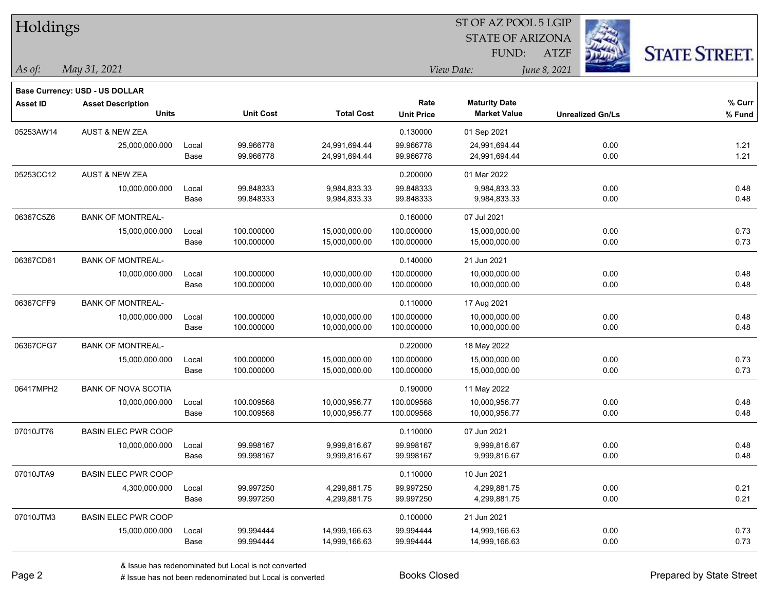# Holdings

ST OF AZ POOL 5 LGIP
STATE OF ARIZONA
FUND: ATZF

*As of:* *May 31, 2021*

*View Date:* *June 8, 2021*

**Base Currency: USD - US DOLLAR**

| Asset ID | Asset Description / Units | | Unit Cost | Total Cost | Rate / Unit Price | Maturity Date / Market Value | Unrealized Gn/Ls | % Curr / % Fund |
|---|---|---|---|---|---|---|---|---|
| 05253AW14 | AUST & NEW ZEA | | | | 0.130000 | 01 Sep 2021 | | |
| | 25,000,000.000 | Local | 99.966778 | 24,991,694.44 | 99.966778 | 24,991,694.44 | 0.00 | 1.21 |
| | | Base | 99.966778 | 24,991,694.44 | 99.966778 | 24,991,694.44 | 0.00 | 1.21 |
| 05253CC12 | AUST & NEW ZEA | | | | 0.200000 | 01 Mar 2022 | | |
| | 10,000,000.000 | Local | 99.848333 | 9,984,833.33 | 99.848333 | 9,984,833.33 | 0.00 | 0.48 |
| | | Base | 99.848333 | 9,984,833.33 | 99.848333 | 9,984,833.33 | 0.00 | 0.48 |
| 06367C5Z6 | BANK OF MONTREAL- | | | | 0.160000 | 07 Jul 2021 | | |
| | 15,000,000.000 | Local | 100.000000 | 15,000,000.00 | 100.000000 | 15,000,000.00 | 0.00 | 0.73 |
| | | Base | 100.000000 | 15,000,000.00 | 100.000000 | 15,000,000.00 | 0.00 | 0.73 |
| 06367CD61 | BANK OF MONTREAL- | | | | 0.140000 | 21 Jun 2021 | | |
| | 10,000,000.000 | Local | 100.000000 | 10,000,000.00 | 100.000000 | 10,000,000.00 | 0.00 | 0.48 |
| | | Base | 100.000000 | 10,000,000.00 | 100.000000 | 10,000,000.00 | 0.00 | 0.48 |
| 06367CFF9 | BANK OF MONTREAL- | | | | 0.110000 | 17 Aug 2021 | | |
| | 10,000,000.000 | Local | 100.000000 | 10,000,000.00 | 100.000000 | 10,000,000.00 | 0.00 | 0.48 |
| | | Base | 100.000000 | 10,000,000.00 | 100.000000 | 10,000,000.00 | 0.00 | 0.48 |
| 06367CFG7 | BANK OF MONTREAL- | | | | 0.220000 | 18 May 2022 | | |
| | 15,000,000.000 | Local | 100.000000 | 15,000,000.00 | 100.000000 | 15,000,000.00 | 0.00 | 0.73 |
| | | Base | 100.000000 | 15,000,000.00 | 100.000000 | 15,000,000.00 | 0.00 | 0.73 |
| 06417MPH2 | BANK OF NOVA SCOTIA | | | | 0.190000 | 11 May 2022 | | |
| | 10,000,000.000 | Local | 100.009568 | 10,000,956.77 | 100.009568 | 10,000,956.77 | 0.00 | 0.48 |
| | | Base | 100.009568 | 10,000,956.77 | 100.009568 | 10,000,956.77 | 0.00 | 0.48 |
| 07010JT76 | BASIN ELEC PWR COOP | | | | 0.110000 | 07 Jun 2021 | | |
| | 10,000,000.000 | Local | 99.998167 | 9,999,816.67 | 99.998167 | 9,999,816.67 | 0.00 | 0.48 |
| | | Base | 99.998167 | 9,999,816.67 | 99.998167 | 9,999,816.67 | 0.00 | 0.48 |
| 07010JTA9 | BASIN ELEC PWR COOP | | | | 0.110000 | 10 Jun 2021 | | |
| | 4,300,000.000 | Local | 99.997250 | 4,299,881.75 | 99.997250 | 4,299,881.75 | 0.00 | 0.21 |
| | | Base | 99.997250 | 4,299,881.75 | 99.997250 | 4,299,881.75 | 0.00 | 0.21 |
| 07010JTM3 | BASIN ELEC PWR COOP | | | | 0.100000 | 21 Jun 2021 | | |
| | 15,000,000.000 | Local | 99.994444 | 14,999,166.63 | 99.994444 | 14,999,166.63 | 0.00 | 0.73 |
| | | Base | 99.994444 | 14,999,166.63 | 99.994444 | 14,999,166.63 | 0.00 | 0.73 |

& Issue has redenominated but Local is not converted
# Issue has not been redenominated but Local is converted

Books Closed

Prepared by State Street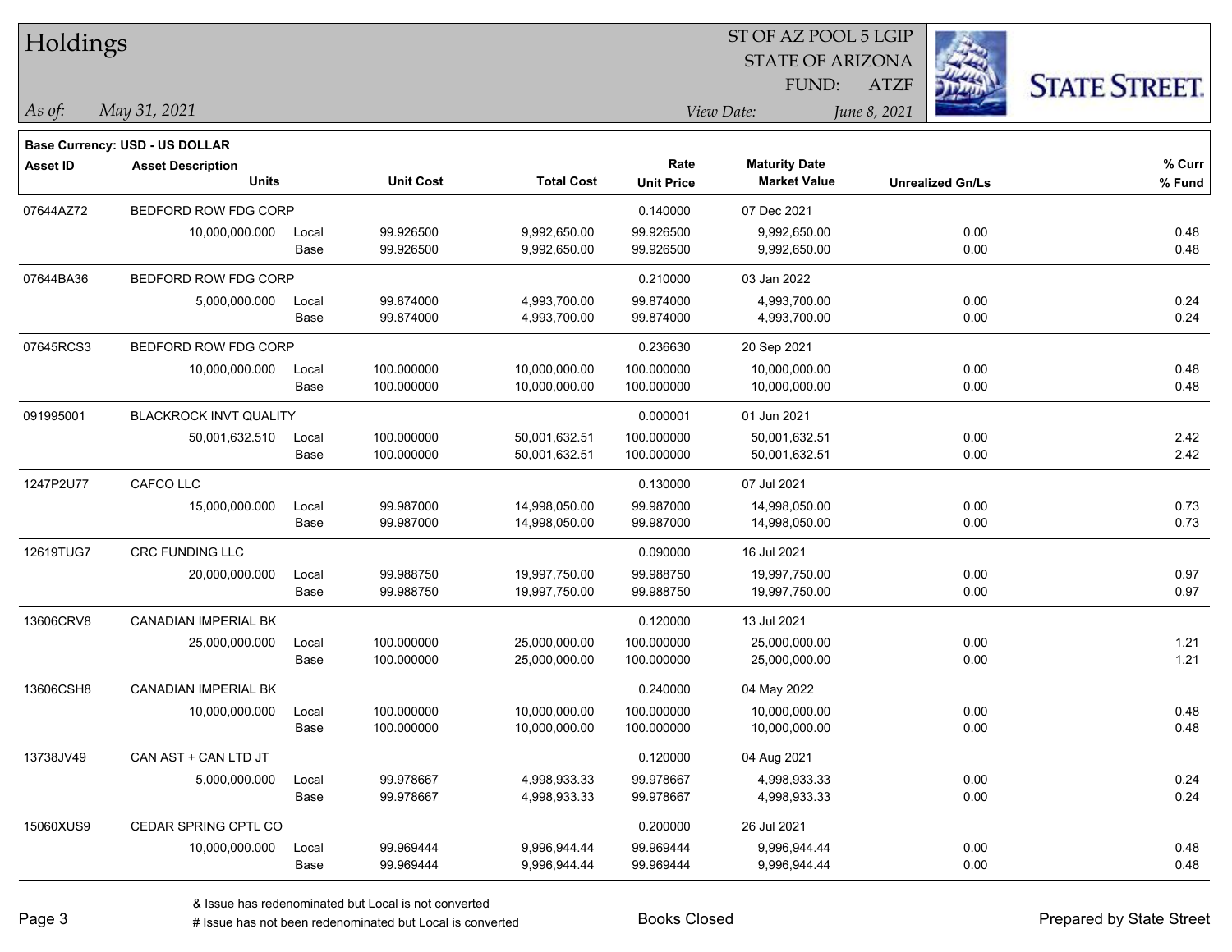# Holdings

ST OF AZ POOL 5 LGIP
STATE OF ARIZONA
FUND: ATZF

*As of:* *May 31, 2021*
*View Date:* *June 8, 2021*

**Base Currency: USD - US DOLLAR**

| Asset ID | Asset Description / Units | | Unit Cost | Total Cost | Rate / Unit Price | Maturity Date / Market Value | Unrealized Gn/Ls | % Curr / % Fund |
|---|---|---|---|---|---|---|---|---|
| 07644AZ72 | BEDFORD ROW FDG CORP | | | | 0.140000 | 07 Dec 2021 | | |
| | 10,000,000.000 | Local | 99.926500 | 9,992,650.00 | 99.926500 | 9,992,650.00 | 0.00 | 0.48 |
| | | Base | 99.926500 | 9,992,650.00 | 99.926500 | 9,992,650.00 | 0.00 | 0.48 |
| 07644BA36 | BEDFORD ROW FDG CORP | | | | 0.210000 | 03 Jan 2022 | | |
| | 5,000,000.000 | Local | 99.874000 | 4,993,700.00 | 99.874000 | 4,993,700.00 | 0.00 | 0.24 |
| | | Base | 99.874000 | 4,993,700.00 | 99.874000 | 4,993,700.00 | 0.00 | 0.24 |
| 07645RCS3 | BEDFORD ROW FDG CORP | | | | 0.236630 | 20 Sep 2021 | | |
| | 10,000,000.000 | Local | 100.000000 | 10,000,000.00 | 100.000000 | 10,000,000.00 | 0.00 | 0.48 |
| | | Base | 100.000000 | 10,000,000.00 | 100.000000 | 10,000,000.00 | 0.00 | 0.48 |
| 091995001 | BLACKROCK INVT QUALITY | | | | 0.000001 | 01 Jun 2021 | | |
| | 50,001,632.510 | Local | 100.000000 | 50,001,632.51 | 100.000000 | 50,001,632.51 | 0.00 | 2.42 |
| | | Base | 100.000000 | 50,001,632.51 | 100.000000 | 50,001,632.51 | 0.00 | 2.42 |
| 1247P2U77 | CAFCO LLC | | | | 0.130000 | 07 Jul 2021 | | |
| | 15,000,000.000 | Local | 99.987000 | 14,998,050.00 | 99.987000 | 14,998,050.00 | 0.00 | 0.73 |
| | | Base | 99.987000 | 14,998,050.00 | 99.987000 | 14,998,050.00 | 0.00 | 0.73 |
| 12619TUG7 | CRC FUNDING LLC | | | | 0.090000 | 16 Jul 2021 | | |
| | 20,000,000.000 | Local | 99.988750 | 19,997,750.00 | 99.988750 | 19,997,750.00 | 0.00 | 0.97 |
| | | Base | 99.988750 | 19,997,750.00 | 99.988750 | 19,997,750.00 | 0.00 | 0.97 |
| 13606CRV8 | CANADIAN IMPERIAL BK | | | | 0.120000 | 13 Jul 2021 | | |
| | 25,000,000.000 | Local | 100.000000 | 25,000,000.00 | 100.000000 | 25,000,000.00 | 0.00 | 1.21 |
| | | Base | 100.000000 | 25,000,000.00 | 100.000000 | 25,000,000.00 | 0.00 | 1.21 |
| 13606CSH8 | CANADIAN IMPERIAL BK | | | | 0.240000 | 04 May 2022 | | |
| | 10,000,000.000 | Local | 100.000000 | 10,000,000.00 | 100.000000 | 10,000,000.00 | 0.00 | 0.48 |
| | | Base | 100.000000 | 10,000,000.00 | 100.000000 | 10,000,000.00 | 0.00 | 0.48 |
| 13738JV49 | CAN AST + CAN LTD JT | | | | 0.120000 | 04 Aug 2021 | | |
| | 5,000,000.000 | Local | 99.978667 | 4,998,933.33 | 99.978667 | 4,998,933.33 | 0.00 | 0.24 |
| | | Base | 99.978667 | 4,998,933.33 | 99.978667 | 4,998,933.33 | 0.00 | 0.24 |
| 15060XUS9 | CEDAR SPRING CPTL CO | | | | 0.200000 | 26 Jul 2021 | | |
| | 10,000,000.000 | Local | 99.969444 | 9,996,944.44 | 99.969444 | 9,996,944.44 | 0.00 | 0.48 |
| | | Base | 99.969444 | 9,996,944.44 | 99.969444 | 9,996,944.44 | 0.00 | 0.48 |

& Issue has redenominated but Local is not converted
# Issue has not been redenominated but Local is converted

Books Closed

Prepared by State Street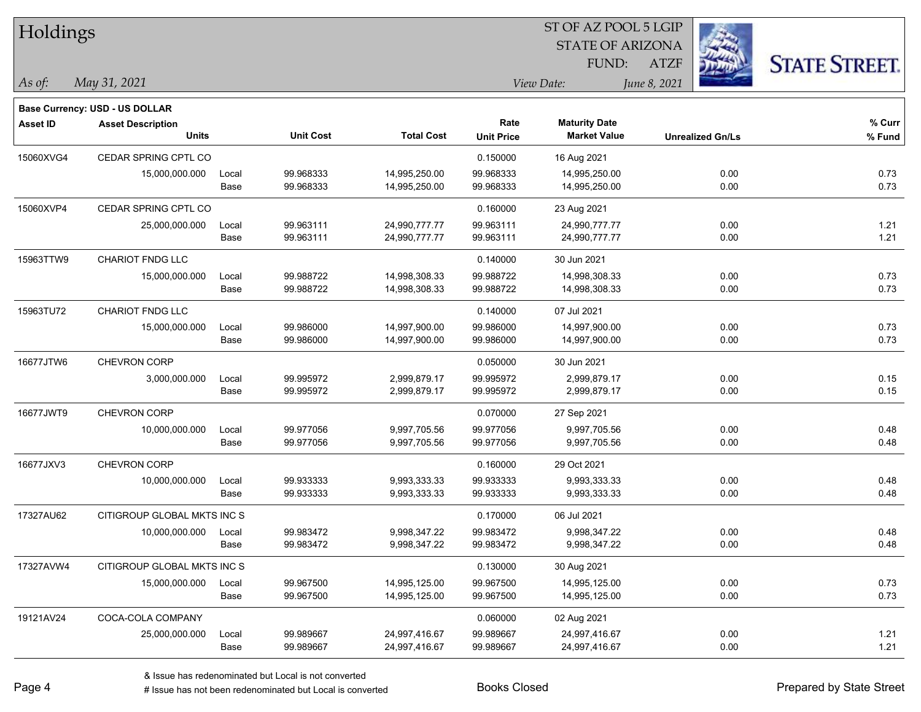# Holdings

ST OF AZ POOL 5 LGIP
STATE OF ARIZONA
FUND: ATZF

*As of:* *May 31, 2021*

*View Date:* *June 8, 2021*

**Base Currency: USD - US DOLLAR**

| Asset ID | Asset Description / Units | | Unit Cost | Total Cost | Rate / Unit Price | Maturity Date / Market Value | Unrealized Gn/Ls | % Curr / % Fund |
|---|---|---|---|---|---|---|---|---|
| 15060XVG4 | CEDAR SPRING CPTL CO | | | | 0.150000 | 16 Aug 2021 | | |
| | 15,000,000.000 | Local | 99.968333 | 14,995,250.00 | 99.968333 | 14,995,250.00 | 0.00 | 0.73 |
| | | Base | 99.968333 | 14,995,250.00 | 99.968333 | 14,995,250.00 | 0.00 | 0.73 |
| 15060XVP4 | CEDAR SPRING CPTL CO | | | | 0.160000 | 23 Aug 2021 | | |
| | 25,000,000.000 | Local | 99.963111 | 24,990,777.77 | 99.963111 | 24,990,777.77 | 0.00 | 1.21 |
| | | Base | 99.963111 | 24,990,777.77 | 99.963111 | 24,990,777.77 | 0.00 | 1.21 |
| 15963TTW9 | CHARIOT FNDG LLC | | | | 0.140000 | 30 Jun 2021 | | |
| | 15,000,000.000 | Local | 99.988722 | 14,998,308.33 | 99.988722 | 14,998,308.33 | 0.00 | 0.73 |
| | | Base | 99.988722 | 14,998,308.33 | 99.988722 | 14,998,308.33 | 0.00 | 0.73 |
| 15963TU72 | CHARIOT FNDG LLC | | | | 0.140000 | 07 Jul 2021 | | |
| | 15,000,000.000 | Local | 99.986000 | 14,997,900.00 | 99.986000 | 14,997,900.00 | 0.00 | 0.73 |
| | | Base | 99.986000 | 14,997,900.00 | 99.986000 | 14,997,900.00 | 0.00 | 0.73 |
| 16677JTW6 | CHEVRON CORP | | | | 0.050000 | 30 Jun 2021 | | |
| | 3,000,000.000 | Local | 99.995972 | 2,999,879.17 | 99.995972 | 2,999,879.17 | 0.00 | 0.15 |
| | | Base | 99.995972 | 2,999,879.17 | 99.995972 | 2,999,879.17 | 0.00 | 0.15 |
| 16677JWT9 | CHEVRON CORP | | | | 0.070000 | 27 Sep 2021 | | |
| | 10,000,000.000 | Local | 99.977056 | 9,997,705.56 | 99.977056 | 9,997,705.56 | 0.00 | 0.48 |
| | | Base | 99.977056 | 9,997,705.56 | 99.977056 | 9,997,705.56 | 0.00 | 0.48 |
| 16677JXV3 | CHEVRON CORP | | | | 0.160000 | 29 Oct 2021 | | |
| | 10,000,000.000 | Local | 99.933333 | 9,993,333.33 | 99.933333 | 9,993,333.33 | 0.00 | 0.48 |
| | | Base | 99.933333 | 9,993,333.33 | 99.933333 | 9,993,333.33 | 0.00 | 0.48 |
| 17327AU62 | CITIGROUP GLOBAL MKTS INC S | | | | 0.170000 | 06 Jul 2021 | | |
| | 10,000,000.000 | Local | 99.983472 | 9,998,347.22 | 99.983472 | 9,998,347.22 | 0.00 | 0.48 |
| | | Base | 99.983472 | 9,998,347.22 | 99.983472 | 9,998,347.22 | 0.00 | 0.48 |
| 17327AVW4 | CITIGROUP GLOBAL MKTS INC S | | | | 0.130000 | 30 Aug 2021 | | |
| | 15,000,000.000 | Local | 99.967500 | 14,995,125.00 | 99.967500 | 14,995,125.00 | 0.00 | 0.73 |
| | | Base | 99.967500 | 14,995,125.00 | 99.967500 | 14,995,125.00 | 0.00 | 0.73 |
| 19121AV24 | COCA-COLA COMPANY | | | | 0.060000 | 02 Aug 2021 | | |
| | 25,000,000.000 | Local | 99.989667 | 24,997,416.67 | 99.989667 | 24,997,416.67 | 0.00 | 1.21 |
| | | Base | 99.989667 | 24,997,416.67 | 99.989667 | 24,997,416.67 | 0.00 | 1.21 |

& Issue has redenominated but Local is not converted

# Issue has not been redenominated but Local is converted

Books Closed

Prepared by State Street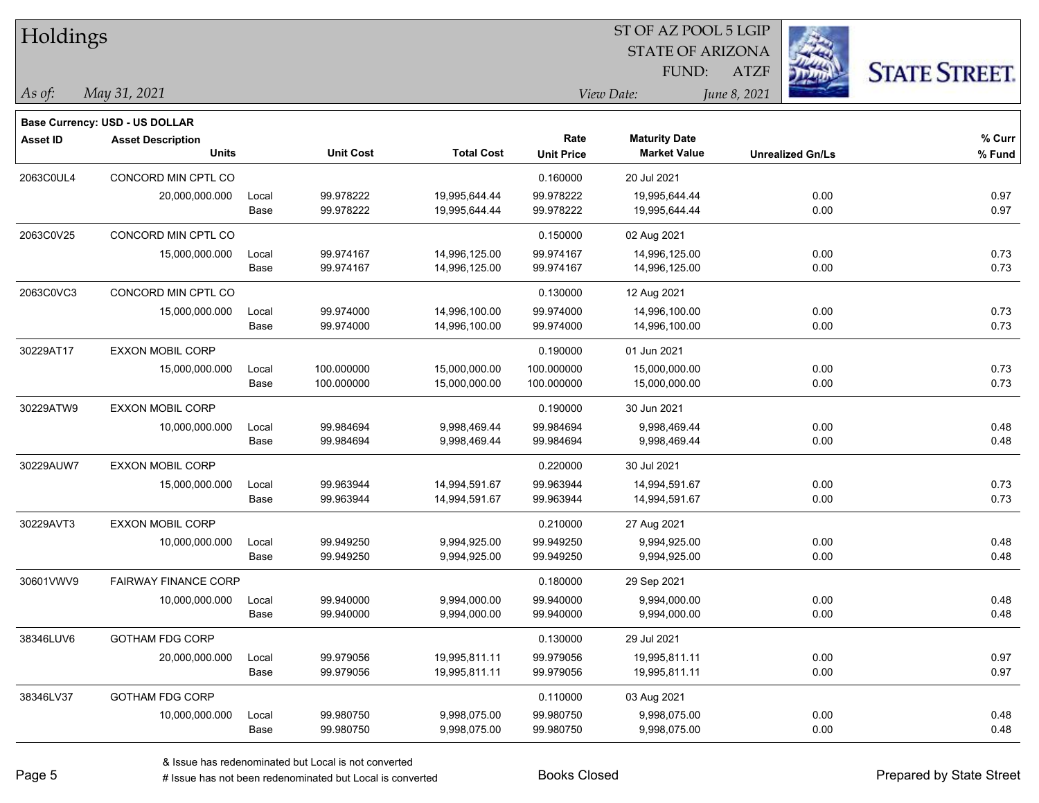# Holdings

ST OF AZ POOL 5 LGIP
STATE OF ARIZONA
FUND: ATZF

*As of:* *May 31, 2021*
*View Date:* *June 8, 2021*

**Base Currency: USD - US DOLLAR**

| Asset ID | Asset Description / Units | | Unit Cost | Total Cost | Rate / Unit Price | Maturity Date / Market Value | Unrealized Gn/Ls | % Curr / % Fund |
|---|---|---|---|---|---|---|---|---|
| 2063C0UL4 | CONCORD MIN CPTL CO | | | | 0.160000 | 20 Jul 2021 | | |
| | 20,000,000.000 | Local | 99.978222 | 19,995,644.44 | 99.978222 | 19,995,644.44 | 0.00 | 0.97 |
| | | Base | 99.978222 | 19,995,644.44 | 99.978222 | 19,995,644.44 | 0.00 | 0.97 |
| 2063C0V25 | CONCORD MIN CPTL CO | | | | 0.150000 | 02 Aug 2021 | | |
| | 15,000,000.000 | Local | 99.974167 | 14,996,125.00 | 99.974167 | 14,996,125.00 | 0.00 | 0.73 |
| | | Base | 99.974167 | 14,996,125.00 | 99.974167 | 14,996,125.00 | 0.00 | 0.73 |
| 2063C0VC3 | CONCORD MIN CPTL CO | | | | 0.130000 | 12 Aug 2021 | | |
| | 15,000,000.000 | Local | 99.974000 | 14,996,100.00 | 99.974000 | 14,996,100.00 | 0.00 | 0.73 |
| | | Base | 99.974000 | 14,996,100.00 | 99.974000 | 14,996,100.00 | 0.00 | 0.73 |
| 30229AT17 | EXXON MOBIL CORP | | | | 0.190000 | 01 Jun 2021 | | |
| | 15,000,000.000 | Local | 100.000000 | 15,000,000.00 | 100.000000 | 15,000,000.00 | 0.00 | 0.73 |
| | | Base | 100.000000 | 15,000,000.00 | 100.000000 | 15,000,000.00 | 0.00 | 0.73 |
| 30229ATW9 | EXXON MOBIL CORP | | | | 0.190000 | 30 Jun 2021 | | |
| | 10,000,000.000 | Local | 99.984694 | 9,998,469.44 | 99.984694 | 9,998,469.44 | 0.00 | 0.48 |
| | | Base | 99.984694 | 9,998,469.44 | 99.984694 | 9,998,469.44 | 0.00 | 0.48 |
| 30229AUW7 | EXXON MOBIL CORP | | | | 0.220000 | 30 Jul 2021 | | |
| | 15,000,000.000 | Local | 99.963944 | 14,994,591.67 | 99.963944 | 14,994,591.67 | 0.00 | 0.73 |
| | | Base | 99.963944 | 14,994,591.67 | 99.963944 | 14,994,591.67 | 0.00 | 0.73 |
| 30229AVT3 | EXXON MOBIL CORP | | | | 0.210000 | 27 Aug 2021 | | |
| | 10,000,000.000 | Local | 99.949250 | 9,994,925.00 | 99.949250 | 9,994,925.00 | 0.00 | 0.48 |
| | | Base | 99.949250 | 9,994,925.00 | 99.949250 | 9,994,925.00 | 0.00 | 0.48 |
| 30601VWV9 | FAIRWAY FINANCE CORP | | | | 0.180000 | 29 Sep 2021 | | |
| | 10,000,000.000 | Local | 99.940000 | 9,994,000.00 | 99.940000 | 9,994,000.00 | 0.00 | 0.48 |
| | | Base | 99.940000 | 9,994,000.00 | 99.940000 | 9,994,000.00 | 0.00 | 0.48 |
| 38346LUV6 | GOTHAM FDG CORP | | | | 0.130000 | 29 Jul 2021 | | |
| | 20,000,000.000 | Local | 99.979056 | 19,995,811.11 | 99.979056 | 19,995,811.11 | 0.00 | 0.97 |
| | | Base | 99.979056 | 19,995,811.11 | 99.979056 | 19,995,811.11 | 0.00 | 0.97 |
| 38346LV37 | GOTHAM FDG CORP | | | | 0.110000 | 03 Aug 2021 | | |
| | 10,000,000.000 | Local | 99.980750 | 9,998,075.00 | 99.980750 | 9,998,075.00 | 0.00 | 0.48 |
| | | Base | 99.980750 | 9,998,075.00 | 99.980750 | 9,998,075.00 | 0.00 | 0.48 |

& Issue has redenominated but Local is not converted
# Issue has not been redenominated but Local is converted

Books Closed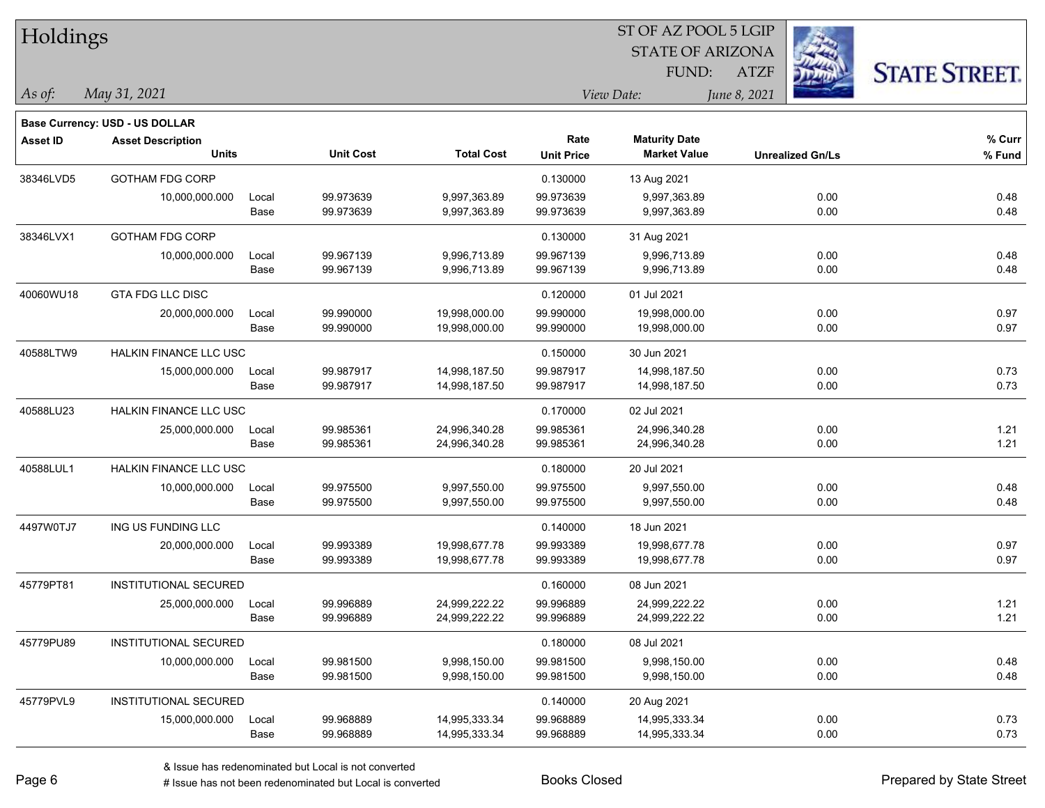# Holdings

ST OF AZ POOL 5 LGIP
STATE OF ARIZONA
FUND: ATZF

*As of:* *May 31, 2021*

*View Date:* *June 8, 2021*

**Base Currency: USD - US DOLLAR**

| Asset ID | Asset Description / Units | | Unit Cost | Total Cost | Rate / Unit Price | Maturity Date / Market Value | Unrealized Gn/Ls | % Curr / % Fund |
|---|---|---|---|---|---|---|---|---|
| 38346LVD5 | GOTHAM FDG CORP | | | | 0.130000 | 13 Aug 2021 | | |
| | 10,000,000.000 | Local | 99.973639 | 9,997,363.89 | 99.973639 | 9,997,363.89 | 0.00 | 0.48 |
| | | Base | 99.973639 | 9,997,363.89 | 99.973639 | 9,997,363.89 | 0.00 | 0.48 |
| 38346LVX1 | GOTHAM FDG CORP | | | | 0.130000 | 31 Aug 2021 | | |
| | 10,000,000.000 | Local | 99.967139 | 9,996,713.89 | 99.967139 | 9,996,713.89 | 0.00 | 0.48 |
| | | Base | 99.967139 | 9,996,713.89 | 99.967139 | 9,996,713.89 | 0.00 | 0.48 |
| 40060WU18 | GTA FDG LLC DISC | | | | 0.120000 | 01 Jul 2021 | | |
| | 20,000,000.000 | Local | 99.990000 | 19,998,000.00 | 99.990000 | 19,998,000.00 | 0.00 | 0.97 |
| | | Base | 99.990000 | 19,998,000.00 | 99.990000 | 19,998,000.00 | 0.00 | 0.97 |
| 40588LTW9 | HALKIN FINANCE LLC USC | | | | 0.150000 | 30 Jun 2021 | | |
| | 15,000,000.000 | Local | 99.987917 | 14,998,187.50 | 99.987917 | 14,998,187.50 | 0.00 | 0.73 |
| | | Base | 99.987917 | 14,998,187.50 | 99.987917 | 14,998,187.50 | 0.00 | 0.73 |
| 40588LU23 | HALKIN FINANCE LLC USC | | | | 0.170000 | 02 Jul 2021 | | |
| | 25,000,000.000 | Local | 99.985361 | 24,996,340.28 | 99.985361 | 24,996,340.28 | 0.00 | 1.21 |
| | | Base | 99.985361 | 24,996,340.28 | 99.985361 | 24,996,340.28 | 0.00 | 1.21 |
| 40588LUL1 | HALKIN FINANCE LLC USC | | | | 0.180000 | 20 Jul 2021 | | |
| | 10,000,000.000 | Local | 99.975500 | 9,997,550.00 | 99.975500 | 9,997,550.00 | 0.00 | 0.48 |
| | | Base | 99.975500 | 9,997,550.00 | 99.975500 | 9,997,550.00 | 0.00 | 0.48 |
| 4497W0TJ7 | ING US FUNDING LLC | | | | 0.140000 | 18 Jun 2021 | | |
| | 20,000,000.000 | Local | 99.993389 | 19,998,677.78 | 99.993389 | 19,998,677.78 | 0.00 | 0.97 |
| | | Base | 99.993389 | 19,998,677.78 | 99.993389 | 19,998,677.78 | 0.00 | 0.97 |
| 45779PT81 | INSTITUTIONAL SECURED | | | | 0.160000 | 08 Jun 2021 | | |
| | 25,000,000.000 | Local | 99.996889 | 24,999,222.22 | 99.996889 | 24,999,222.22 | 0.00 | 1.21 |
| | | Base | 99.996889 | 24,999,222.22 | 99.996889 | 24,999,222.22 | 0.00 | 1.21 |
| 45779PU89 | INSTITUTIONAL SECURED | | | | 0.180000 | 08 Jul 2021 | | |
| | 10,000,000.000 | Local | 99.981500 | 9,998,150.00 | 99.981500 | 9,998,150.00 | 0.00 | 0.48 |
| | | Base | 99.981500 | 9,998,150.00 | 99.981500 | 9,998,150.00 | 0.00 | 0.48 |
| 45779PVL9 | INSTITUTIONAL SECURED | | | | 0.140000 | 20 Aug 2021 | | |
| | 15,000,000.000 | Local | 99.968889 | 14,995,333.34 | 99.968889 | 14,995,333.34 | 0.00 | 0.73 |
| | | Base | 99.968889 | 14,995,333.34 | 99.968889 | 14,995,333.34 | 0.00 | 0.73 |

& Issue has redenominated but Local is not converted

# Issue has not been redenominated but Local is converted

Books Closed

Prepared by State Street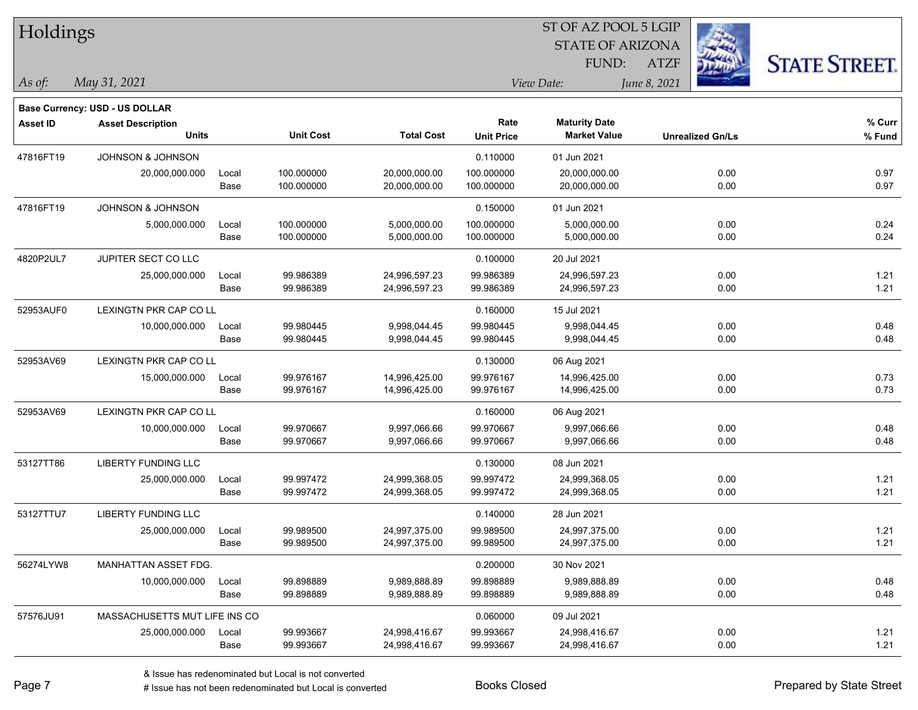# Holdings

ST OF AZ POOL 5 LGIP
STATE OF ARIZONA
FUND: ATZF

*As of:* *May 31, 2021*

*View Date:* *June 8, 2021*

**Base Currency: USD - US DOLLAR**

| Asset ID | Asset Description / Units | | Unit Cost | Total Cost | Rate / Unit Price | Maturity Date / Market Value | Unrealized Gn/Ls | % Curr / % Fund |
|---|---|---|---|---|---|---|---|---|
| 47816FT19 | JOHNSON & JOHNSON | | | | 0.110000 | 01 Jun 2021 | | |
| | 20,000,000.000 | Local | 100.000000 | 20,000,000.00 | 100.000000 | 20,000,000.00 | 0.00 | 0.97 |
| | | Base | 100.000000 | 20,000,000.00 | 100.000000 | 20,000,000.00 | 0.00 | 0.97 |
| 47816FT19 | JOHNSON & JOHNSON | | | | 0.150000 | 01 Jun 2021 | | |
| | 5,000,000.000 | Local | 100.000000 | 5,000,000.00 | 100.000000 | 5,000,000.00 | 0.00 | 0.24 |
| | | Base | 100.000000 | 5,000,000.00 | 100.000000 | 5,000,000.00 | 0.00 | 0.24 |
| 4820P2UL7 | JUPITER SECT CO LLC | | | | 0.100000 | 20 Jul 2021 | | |
| | 25,000,000.000 | Local | 99.986389 | 24,996,597.23 | 99.986389 | 24,996,597.23 | 0.00 | 1.21 |
| | | Base | 99.986389 | 24,996,597.23 | 99.986389 | 24,996,597.23 | 0.00 | 1.21 |
| 52953AUF0 | LEXINGTN PKR CAP CO LL | | | | 0.160000 | 15 Jul 2021 | | |
| | 10,000,000.000 | Local | 99.980445 | 9,998,044.45 | 99.980445 | 9,998,044.45 | 0.00 | 0.48 |
| | | Base | 99.980445 | 9,998,044.45 | 99.980445 | 9,998,044.45 | 0.00 | 0.48 |
| 52953AV69 | LEXINGTN PKR CAP CO LL | | | | 0.130000 | 06 Aug 2021 | | |
| | 15,000,000.000 | Local | 99.976167 | 14,996,425.00 | 99.976167 | 14,996,425.00 | 0.00 | 0.73 |
| | | Base | 99.976167 | 14,996,425.00 | 99.976167 | 14,996,425.00 | 0.00 | 0.73 |
| 52953AV69 | LEXINGTN PKR CAP CO LL | | | | 0.160000 | 06 Aug 2021 | | |
| | 10,000,000.000 | Local | 99.970667 | 9,997,066.66 | 99.970667 | 9,997,066.66 | 0.00 | 0.48 |
| | | Base | 99.970667 | 9,997,066.66 | 99.970667 | 9,997,066.66 | 0.00 | 0.48 |
| 53127TT86 | LIBERTY FUNDING LLC | | | | 0.130000 | 08 Jun 2021 | | |
| | 25,000,000.000 | Local | 99.997472 | 24,999,368.05 | 99.997472 | 24,999,368.05 | 0.00 | 1.21 |
| | | Base | 99.997472 | 24,999,368.05 | 99.997472 | 24,999,368.05 | 0.00 | 1.21 |
| 53127TTU7 | LIBERTY FUNDING LLC | | | | 0.140000 | 28 Jun 2021 | | |
| | 25,000,000.000 | Local | 99.989500 | 24,997,375.00 | 99.989500 | 24,997,375.00 | 0.00 | 1.21 |
| | | Base | 99.989500 | 24,997,375.00 | 99.989500 | 24,997,375.00 | 0.00 | 1.21 |
| 56274LYW8 | MANHATTAN ASSET FDG. | | | | 0.200000 | 30 Nov 2021 | | |
| | 10,000,000.000 | Local | 99.898889 | 9,989,888.89 | 99.898889 | 9,989,888.89 | 0.00 | 0.48 |
| | | Base | 99.898889 | 9,989,888.89 | 99.898889 | 9,989,888.89 | 0.00 | 0.48 |
| 57576JU91 | MASSACHUSETTS MUT LIFE INS CO | | | | 0.060000 | 09 Jul 2021 | | |
| | 25,000,000.000 | Local | 99.993667 | 24,998,416.67 | 99.993667 | 24,998,416.67 | 0.00 | 1.21 |
| | | Base | 99.993667 | 24,998,416.67 | 99.993667 | 24,998,416.67 | 0.00 | 1.21 |

& Issue has redenominated but Local is not converted
# Issue has not been redenominated but Local is converted

Books Closed

Prepared by State Street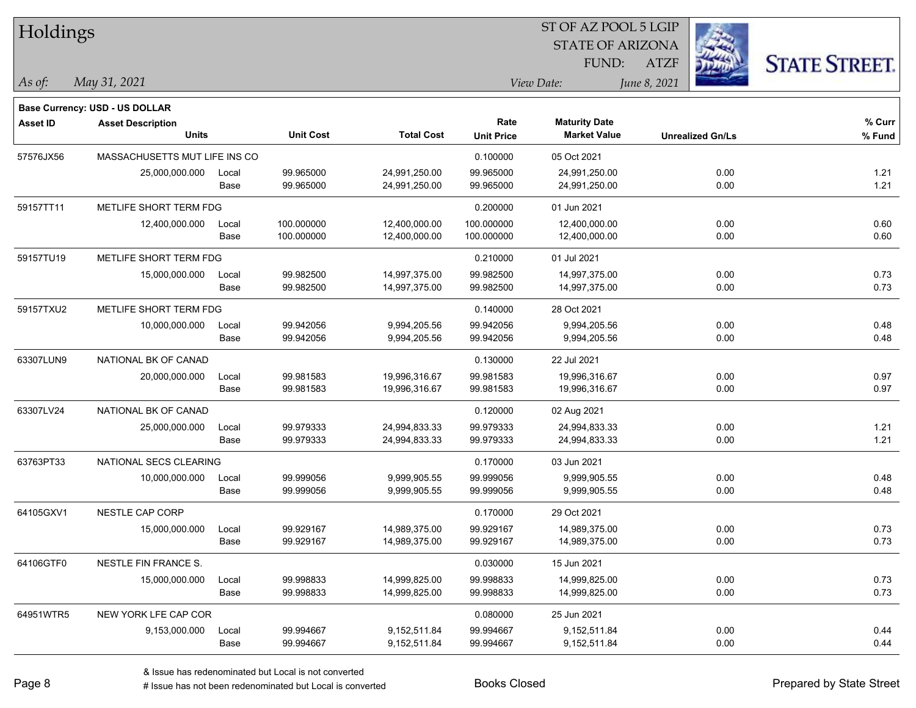# Holdings

ST OF AZ POOL 5 LGIP
STATE OF ARIZONA
FUND: ATZF

*As of:* May 31, 2021
*View Date:* June 8, 2021

**Base Currency: USD - US DOLLAR**

| Asset ID | Asset Description / Units | | Unit Cost | Total Cost | Rate / Unit Price | Maturity Date / Market Value | Unrealized Gn/Ls | % Curr / % Fund |
|---|---|---|---|---|---|---|---|---|
| 57576JX56 | MASSACHUSETTS MUT LIFE INS CO | | | | 0.100000 | 05 Oct 2021 | | |
| | 25,000,000.000 | Local | 99.965000 | 24,991,250.00 | 99.965000 | 24,991,250.00 | 0.00 | 1.21 |
| | | Base | 99.965000 | 24,991,250.00 | 99.965000 | 24,991,250.00 | 0.00 | 1.21 |
| 59157TT11 | METLIFE SHORT TERM FDG | | | | 0.200000 | 01 Jun 2021 | | |
| | 12,400,000.000 | Local | 100.000000 | 12,400,000.00 | 100.000000 | 12,400,000.00 | 0.00 | 0.60 |
| | | Base | 100.000000 | 12,400,000.00 | 100.000000 | 12,400,000.00 | 0.00 | 0.60 |
| 59157TU19 | METLIFE SHORT TERM FDG | | | | 0.210000 | 01 Jul 2021 | | |
| | 15,000,000.000 | Local | 99.982500 | 14,997,375.00 | 99.982500 | 14,997,375.00 | 0.00 | 0.73 |
| | | Base | 99.982500 | 14,997,375.00 | 99.982500 | 14,997,375.00 | 0.00 | 0.73 |
| 59157TXU2 | METLIFE SHORT TERM FDG | | | | 0.140000 | 28 Oct 2021 | | |
| | 10,000,000.000 | Local | 99.942056 | 9,994,205.56 | 99.942056 | 9,994,205.56 | 0.00 | 0.48 |
| | | Base | 99.942056 | 9,994,205.56 | 99.942056 | 9,994,205.56 | 0.00 | 0.48 |
| 63307LUN9 | NATIONAL BK OF CANAD | | | | 0.130000 | 22 Jul 2021 | | |
| | 20,000,000.000 | Local | 99.981583 | 19,996,316.67 | 99.981583 | 19,996,316.67 | 0.00 | 0.97 |
| | | Base | 99.981583 | 19,996,316.67 | 99.981583 | 19,996,316.67 | 0.00 | 0.97 |
| 63307LV24 | NATIONAL BK OF CANAD | | | | 0.120000 | 02 Aug 2021 | | |
| | 25,000,000.000 | Local | 99.979333 | 24,994,833.33 | 99.979333 | 24,994,833.33 | 0.00 | 1.21 |
| | | Base | 99.979333 | 24,994,833.33 | 99.979333 | 24,994,833.33 | 0.00 | 1.21 |
| 63763PT33 | NATIONAL SECS CLEARING | | | | 0.170000 | 03 Jun 2021 | | |
| | 10,000,000.000 | Local | 99.999056 | 9,999,905.55 | 99.999056 | 9,999,905.55 | 0.00 | 0.48 |
| | | Base | 99.999056 | 9,999,905.55 | 99.999056 | 9,999,905.55 | 0.00 | 0.48 |
| 64105GXV1 | NESTLE CAP CORP | | | | 0.170000 | 29 Oct 2021 | | |
| | 15,000,000.000 | Local | 99.929167 | 14,989,375.00 | 99.929167 | 14,989,375.00 | 0.00 | 0.73 |
| | | Base | 99.929167 | 14,989,375.00 | 99.929167 | 14,989,375.00 | 0.00 | 0.73 |
| 64106GTF0 | NESTLE FIN FRANCE S. | | | | 0.030000 | 15 Jun 2021 | | |
| | 15,000,000.000 | Local | 99.998833 | 14,999,825.00 | 99.998833 | 14,999,825.00 | 0.00 | 0.73 |
| | | Base | 99.998833 | 14,999,825.00 | 99.998833 | 14,999,825.00 | 0.00 | 0.73 |
| 64951WTR5 | NEW YORK LFE CAP COR | | | | 0.080000 | 25 Jun 2021 | | |
| | 9,153,000.000 | Local | 99.994667 | 9,152,511.84 | 99.994667 | 9,152,511.84 | 0.00 | 0.44 |
| | | Base | 99.994667 | 9,152,511.84 | 99.994667 | 9,152,511.84 | 0.00 | 0.44 |

& Issue has redenominated but Local is not converted
# Issue has not been redenominated but Local is converted

Books Closed

Prepared by State Street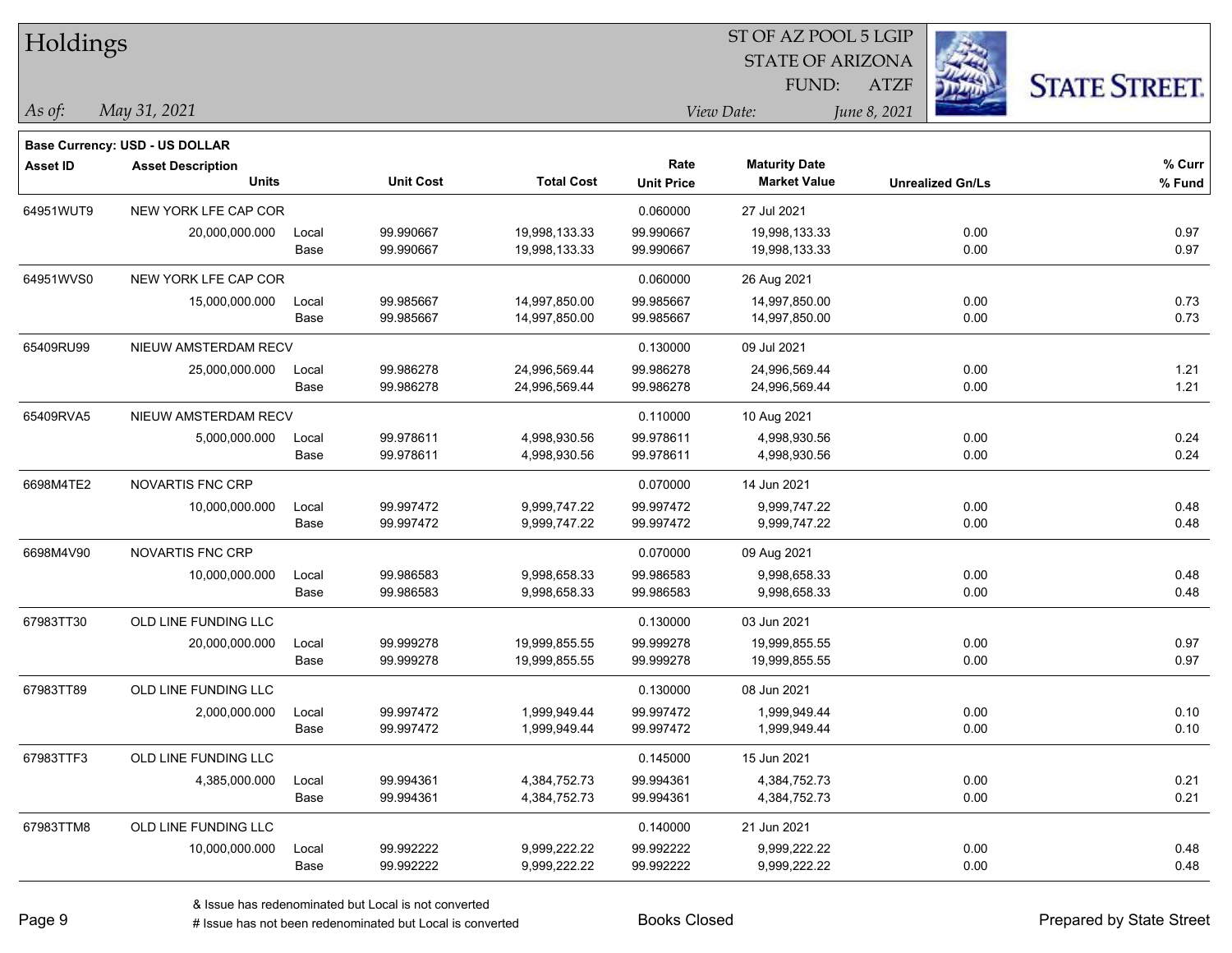# Holdings

ST OF AZ POOL 5 LGIP
STATE OF ARIZONA
FUND: ATZF

*As of:* *May 31, 2021*

*View Date:* *June 8, 2021*

**Base Currency: USD - US DOLLAR**

| Asset ID | Asset Description / Units | | Unit Cost | Total Cost | Rate / Unit Price | Maturity Date / Market Value | Unrealized Gn/Ls | % Curr / % Fund |
|---|---|---|---|---|---|---|---|---|
| 64951WUT9 | NEW YORK LFE CAP COR | | | | 0.060000 | 27 Jul 2021 | | |
| | 20,000,000.000 | Local | 99.990667 | 19,998,133.33 | 99.990667 | 19,998,133.33 | 0.00 | 0.97 |
| | | Base | 99.990667 | 19,998,133.33 | 99.990667 | 19,998,133.33 | 0.00 | 0.97 |
| 64951WVS0 | NEW YORK LFE CAP COR | | | | 0.060000 | 26 Aug 2021 | | |
| | 15,000,000.000 | Local | 99.985667 | 14,997,850.00 | 99.985667 | 14,997,850.00 | 0.00 | 0.73 |
| | | Base | 99.985667 | 14,997,850.00 | 99.985667 | 14,997,850.00 | 0.00 | 0.73 |
| 65409RU99 | NIEUW AMSTERDAM RECV | | | | 0.130000 | 09 Jul 2021 | | |
| | 25,000,000.000 | Local | 99.986278 | 24,996,569.44 | 99.986278 | 24,996,569.44 | 0.00 | 1.21 |
| | | Base | 99.986278 | 24,996,569.44 | 99.986278 | 24,996,569.44 | 0.00 | 1.21 |
| 65409RVA5 | NIEUW AMSTERDAM RECV | | | | 0.110000 | 10 Aug 2021 | | |
| | 5,000,000.000 | Local | 99.978611 | 4,998,930.56 | 99.978611 | 4,998,930.56 | 0.00 | 0.24 |
| | | Base | 99.978611 | 4,998,930.56 | 99.978611 | 4,998,930.56 | 0.00 | 0.24 |
| 6698M4TE2 | NOVARTIS FNC CRP | | | | 0.070000 | 14 Jun 2021 | | |
| | 10,000,000.000 | Local | 99.997472 | 9,999,747.22 | 99.997472 | 9,999,747.22 | 0.00 | 0.48 |
| | | Base | 99.997472 | 9,999,747.22 | 99.997472 | 9,999,747.22 | 0.00 | 0.48 |
| 6698M4V90 | NOVARTIS FNC CRP | | | | 0.070000 | 09 Aug 2021 | | |
| | 10,000,000.000 | Local | 99.986583 | 9,998,658.33 | 99.986583 | 9,998,658.33 | 0.00 | 0.48 |
| | | Base | 99.986583 | 9,998,658.33 | 99.986583 | 9,998,658.33 | 0.00 | 0.48 |
| 67983TT30 | OLD LINE FUNDING LLC | | | | 0.130000 | 03 Jun 2021 | | |
| | 20,000,000.000 | Local | 99.999278 | 19,999,855.55 | 99.999278 | 19,999,855.55 | 0.00 | 0.97 |
| | | Base | 99.999278 | 19,999,855.55 | 99.999278 | 19,999,855.55 | 0.00 | 0.97 |
| 67983TT89 | OLD LINE FUNDING LLC | | | | 0.130000 | 08 Jun 2021 | | |
| | 2,000,000.000 | Local | 99.997472 | 1,999,949.44 | 99.997472 | 1,999,949.44 | 0.00 | 0.10 |
| | | Base | 99.997472 | 1,999,949.44 | 99.997472 | 1,999,949.44 | 0.00 | 0.10 |
| 67983TTF3 | OLD LINE FUNDING LLC | | | | 0.145000 | 15 Jun 2021 | | |
| | 4,385,000.000 | Local | 99.994361 | 4,384,752.73 | 99.994361 | 4,384,752.73 | 0.00 | 0.21 |
| | | Base | 99.994361 | 4,384,752.73 | 99.994361 | 4,384,752.73 | 0.00 | 0.21 |
| 67983TTM8 | OLD LINE FUNDING LLC | | | | 0.140000 | 21 Jun 2021 | | |
| | 10,000,000.000 | Local | 99.992222 | 9,999,222.22 | 99.992222 | 9,999,222.22 | 0.00 | 0.48 |
| | | Base | 99.992222 | 9,999,222.22 | 99.992222 | 9,999,222.22 | 0.00 | 0.48 |

& Issue has redenominated but Local is not converted
# Issue has not been redenominated but Local is converted

Books Closed

Prepared by State Street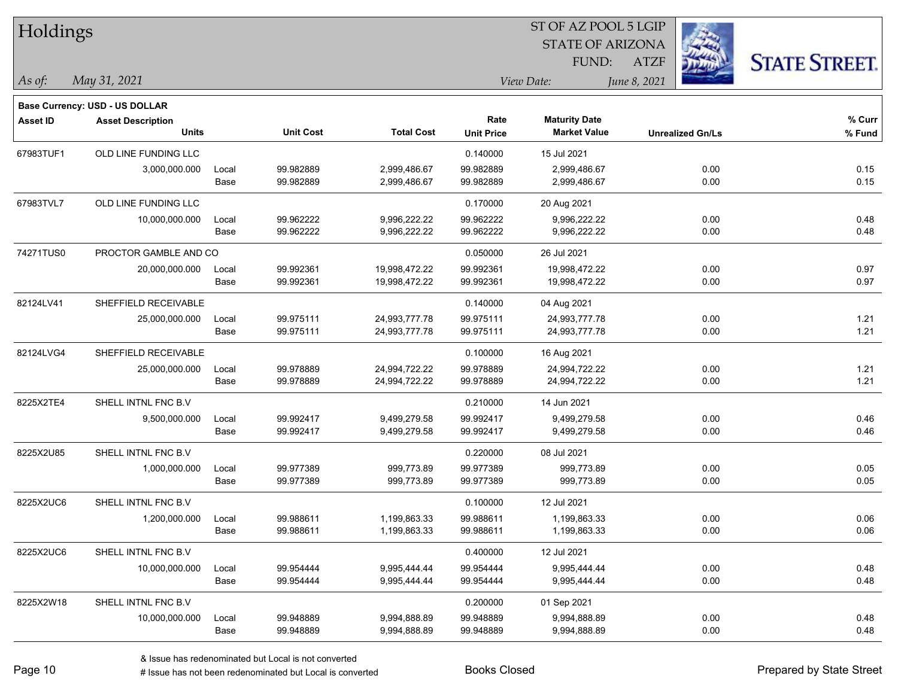# Holdings

ST OF AZ POOL 5 LGIP
STATE OF ARIZONA
FUND: ATZF

*As of:* *May 31, 2021*

*View Date:* *June 8, 2021*

**Base Currency: USD - US DOLLAR**

| Asset ID | Asset Description / Units | | Unit Cost | Total Cost | Rate / Unit Price | Maturity Date / Market Value | Unrealized Gn/Ls | % Curr / % Fund |
|---|---|---|---|---|---|---|---|---|
| 67983TUF1 | OLD LINE FUNDING LLC | | | | 0.140000 | 15 Jul 2021 | | |
| | 3,000,000.000 | Local | 99.982889 | 2,999,486.67 | 99.982889 | 2,999,486.67 | 0.00 | 0.15 |
| | | Base | 99.982889 | 2,999,486.67 | 99.982889 | 2,999,486.67 | 0.00 | 0.15 |
| 67983TVL7 | OLD LINE FUNDING LLC | | | | 0.170000 | 20 Aug 2021 | | |
| | 10,000,000.000 | Local | 99.962222 | 9,996,222.22 | 99.962222 | 9,996,222.22 | 0.00 | 0.48 |
| | | Base | 99.962222 | 9,996,222.22 | 99.962222 | 9,996,222.22 | 0.00 | 0.48 |
| 74271TUS0 | PROCTOR GAMBLE AND CO | | | | 0.050000 | 26 Jul 2021 | | |
| | 20,000,000.000 | Local | 99.992361 | 19,998,472.22 | 99.992361 | 19,998,472.22 | 0.00 | 0.97 |
| | | Base | 99.992361 | 19,998,472.22 | 99.992361 | 19,998,472.22 | 0.00 | 0.97 |
| 82124LV41 | SHEFFIELD RECEIVABLE | | | | 0.140000 | 04 Aug 2021 | | |
| | 25,000,000.000 | Local | 99.975111 | 24,993,777.78 | 99.975111 | 24,993,777.78 | 0.00 | 1.21 |
| | | Base | 99.975111 | 24,993,777.78 | 99.975111 | 24,993,777.78 | 0.00 | 1.21 |
| 82124LVG4 | SHEFFIELD RECEIVABLE | | | | 0.100000 | 16 Aug 2021 | | |
| | 25,000,000.000 | Local | 99.978889 | 24,994,722.22 | 99.978889 | 24,994,722.22 | 0.00 | 1.21 |
| | | Base | 99.978889 | 24,994,722.22 | 99.978889 | 24,994,722.22 | 0.00 | 1.21 |
| 8225X2TE4 | SHELL INTNL FNC B.V | | | | 0.210000 | 14 Jun 2021 | | |
| | 9,500,000.000 | Local | 99.992417 | 9,499,279.58 | 99.992417 | 9,499,279.58 | 0.00 | 0.46 |
| | | Base | 99.992417 | 9,499,279.58 | 99.992417 | 9,499,279.58 | 0.00 | 0.46 |
| 8225X2U85 | SHELL INTNL FNC B.V | | | | 0.220000 | 08 Jul 2021 | | |
| | 1,000,000.000 | Local | 99.977389 | 999,773.89 | 99.977389 | 999,773.89 | 0.00 | 0.05 |
| | | Base | 99.977389 | 999,773.89 | 99.977389 | 999,773.89 | 0.00 | 0.05 |
| 8225X2UC6 | SHELL INTNL FNC B.V | | | | 0.100000 | 12 Jul 2021 | | |
| | 1,200,000.000 | Local | 99.988611 | 1,199,863.33 | 99.988611 | 1,199,863.33 | 0.00 | 0.06 |
| | | Base | 99.988611 | 1,199,863.33 | 99.988611 | 1,199,863.33 | 0.00 | 0.06 |
| 8225X2UC6 | SHELL INTNL FNC B.V | | | | 0.400000 | 12 Jul 2021 | | |
| | 10,000,000.000 | Local | 99.954444 | 9,995,444.44 | 99.954444 | 9,995,444.44 | 0.00 | 0.48 |
| | | Base | 99.954444 | 9,995,444.44 | 99.954444 | 9,995,444.44 | 0.00 | 0.48 |
| 8225X2W18 | SHELL INTNL FNC B.V | | | | 0.200000 | 01 Sep 2021 | | |
| | 10,000,000.000 | Local | 99.948889 | 9,994,888.89 | 99.948889 | 9,994,888.89 | 0.00 | 0.48 |
| | | Base | 99.948889 | 9,994,888.89 | 99.948889 | 9,994,888.89 | 0.00 | 0.48 |

& Issue has redenominated but Local is not converted
# Issue has not been redenominated but Local is converted

Books Closed

Prepared by State Street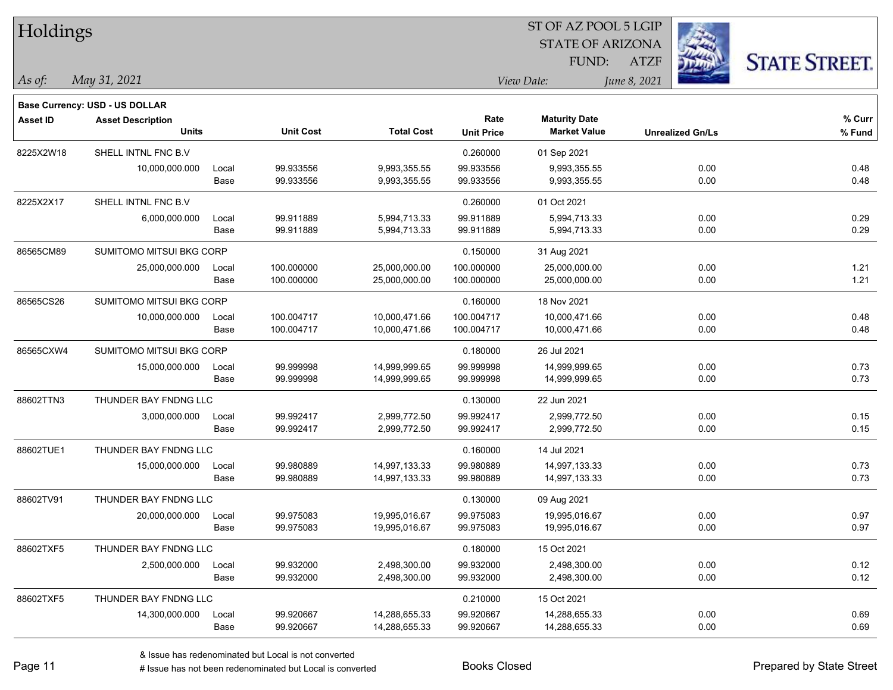# Holdings

ST OF AZ POOL 5 LGIP
STATE OF ARIZONA
FUND: ATZF

*As of:* *May 31, 2021*

*View Date:* *June 8, 2021*

STATE STREET.

**Base Currency: USD - US DOLLAR**

| Asset ID | Asset Description / Units | | Unit Cost | Total Cost | Rate / Unit Price | Maturity Date / Market Value | Unrealized Gn/Ls | % Curr / % Fund |
|---|---|---|---|---|---|---|---|---|
| 8225X2W18 | SHELL INTNL FNC B.V | | | | 0.260000 | 01 Sep 2021 | | |
| | 10,000,000.000 | Local | 99.933556 | 9,993,355.55 | 99.933556 | 9,993,355.55 | 0.00 | 0.48 |
| | | Base | 99.933556 | 9,993,355.55 | 99.933556 | 9,993,355.55 | 0.00 | 0.48 |
| 8225X2X17 | SHELL INTNL FNC B.V | | | | 0.260000 | 01 Oct 2021 | | |
| | 6,000,000.000 | Local | 99.911889 | 5,994,713.33 | 99.911889 | 5,994,713.33 | 0.00 | 0.29 |
| | | Base | 99.911889 | 5,994,713.33 | 99.911889 | 5,994,713.33 | 0.00 | 0.29 |
| 86565CM89 | SUMITOMO MITSUI BKG CORP | | | | 0.150000 | 31 Aug 2021 | | |
| | 25,000,000.000 | Local | 100.000000 | 25,000,000.00 | 100.000000 | 25,000,000.00 | 0.00 | 1.21 |
| | | Base | 100.000000 | 25,000,000.00 | 100.000000 | 25,000,000.00 | 0.00 | 1.21 |
| 86565CS26 | SUMITOMO MITSUI BKG CORP | | | | 0.160000 | 18 Nov 2021 | | |
| | 10,000,000.000 | Local | 100.004717 | 10,000,471.66 | 100.004717 | 10,000,471.66 | 0.00 | 0.48 |
| | | Base | 100.004717 | 10,000,471.66 | 100.004717 | 10,000,471.66 | 0.00 | 0.48 |
| 86565CXW4 | SUMITOMO MITSUI BKG CORP | | | | 0.180000 | 26 Jul 2021 | | |
| | 15,000,000.000 | Local | 99.999998 | 14,999,999.65 | 99.999998 | 14,999,999.65 | 0.00 | 0.73 |
| | | Base | 99.999998 | 14,999,999.65 | 99.999998 | 14,999,999.65 | 0.00 | 0.73 |
| 88602TTN3 | THUNDER BAY FNDNG LLC | | | | 0.130000 | 22 Jun 2021 | | |
| | 3,000,000.000 | Local | 99.992417 | 2,999,772.50 | 99.992417 | 2,999,772.50 | 0.00 | 0.15 |
| | | Base | 99.992417 | 2,999,772.50 | 99.992417 | 2,999,772.50 | 0.00 | 0.15 |
| 88602TUE1 | THUNDER BAY FNDNG LLC | | | | 0.160000 | 14 Jul 2021 | | |
| | 15,000,000.000 | Local | 99.980889 | 14,997,133.33 | 99.980889 | 14,997,133.33 | 0.00 | 0.73 |
| | | Base | 99.980889 | 14,997,133.33 | 99.980889 | 14,997,133.33 | 0.00 | 0.73 |
| 88602TV91 | THUNDER BAY FNDNG LLC | | | | 0.130000 | 09 Aug 2021 | | |
| | 20,000,000.000 | Local | 99.975083 | 19,995,016.67 | 99.975083 | 19,995,016.67 | 0.00 | 0.97 |
| | | Base | 99.975083 | 19,995,016.67 | 99.975083 | 19,995,016.67 | 0.00 | 0.97 |
| 88602TXF5 | THUNDER BAY FNDNG LLC | | | | 0.180000 | 15 Oct 2021 | | |
| | 2,500,000.000 | Local | 99.932000 | 2,498,300.00 | 99.932000 | 2,498,300.00 | 0.00 | 0.12 |
| | | Base | 99.932000 | 2,498,300.00 | 99.932000 | 2,498,300.00 | 0.00 | 0.12 |
| 88602TXF5 | THUNDER BAY FNDNG LLC | | | | 0.210000 | 15 Oct 2021 | | |
| | 14,300,000.000 | Local | 99.920667 | 14,288,655.33 | 99.920667 | 14,288,655.33 | 0.00 | 0.69 |
| | | Base | 99.920667 | 14,288,655.33 | 99.920667 | 14,288,655.33 | 0.00 | 0.69 |

& Issue has redenominated but Local is not converted
# Issue has not been redenominated but Local is converted

Books Closed

Prepared by State Street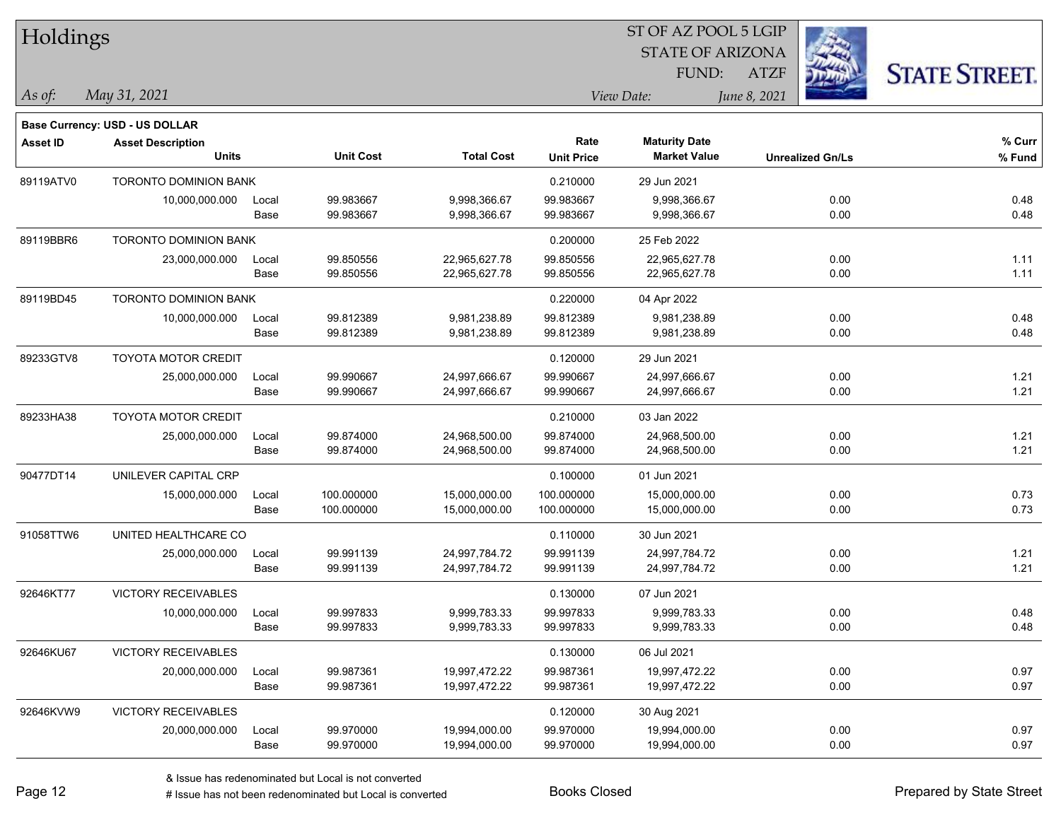# Holdings

ST OF AZ POOL 5 LGIP
STATE OF ARIZONA
FUND: ATZF

*As of:* *May 31, 2021*

*View Date:* *June 8, 2021*

**Base Currency: USD - US DOLLAR**

| Asset ID | Asset Description<br>Units | | Unit Cost | Total Cost | Rate<br>Unit Price | Maturity Date<br>Market Value | Unrealized Gn/Ls | % Curr<br>% Fund |
|---|---|---|---|---|---|---|---|---|
| 89119ATV0 | TORONTO DOMINION BANK | | | | 0.210000 | 29 Jun 2021 | | |
| | 10,000,000.000 | Local | 99.983667 | 9,998,366.67 | 99.983667 | 9,998,366.67 | 0.00 | 0.48 |
| | | Base | 99.983667 | 9,998,366.67 | 99.983667 | 9,998,366.67 | 0.00 | 0.48 |
| 89119BBR6 | TORONTO DOMINION BANK | | | | 0.200000 | 25 Feb 2022 | | |
| | 23,000,000.000 | Local | 99.850556 | 22,965,627.78 | 99.850556 | 22,965,627.78 | 0.00 | 1.11 |
| | | Base | 99.850556 | 22,965,627.78 | 99.850556 | 22,965,627.78 | 0.00 | 1.11 |
| 89119BD45 | TORONTO DOMINION BANK | | | | 0.220000 | 04 Apr 2022 | | |
| | 10,000,000.000 | Local | 99.812389 | 9,981,238.89 | 99.812389 | 9,981,238.89 | 0.00 | 0.48 |
| | | Base | 99.812389 | 9,981,238.89 | 99.812389 | 9,981,238.89 | 0.00 | 0.48 |
| 89233GTV8 | TOYOTA MOTOR CREDIT | | | | 0.120000 | 29 Jun 2021 | | |
| | 25,000,000.000 | Local | 99.990667 | 24,997,666.67 | 99.990667 | 24,997,666.67 | 0.00 | 1.21 |
| | | Base | 99.990667 | 24,997,666.67 | 99.990667 | 24,997,666.67 | 0.00 | 1.21 |
| 89233HA38 | TOYOTA MOTOR CREDIT | | | | 0.210000 | 03 Jan 2022 | | |
| | 25,000,000.000 | Local | 99.874000 | 24,968,500.00 | 99.874000 | 24,968,500.00 | 0.00 | 1.21 |
| | | Base | 99.874000 | 24,968,500.00 | 99.874000 | 24,968,500.00 | 0.00 | 1.21 |
| 90477DT14 | UNILEVER CAPITAL CRP | | | | 0.100000 | 01 Jun 2021 | | |
| | 15,000,000.000 | Local | 100.000000 | 15,000,000.00 | 100.000000 | 15,000,000.00 | 0.00 | 0.73 |
| | | Base | 100.000000 | 15,000,000.00 | 100.000000 | 15,000,000.00 | 0.00 | 0.73 |
| 91058TTW6 | UNITED HEALTHCARE CO | | | | 0.110000 | 30 Jun 2021 | | |
| | 25,000,000.000 | Local | 99.991139 | 24,997,784.72 | 99.991139 | 24,997,784.72 | 0.00 | 1.21 |
| | | Base | 99.991139 | 24,997,784.72 | 99.991139 | 24,997,784.72 | 0.00 | 1.21 |
| 92646KT77 | VICTORY RECEIVABLES | | | | 0.130000 | 07 Jun 2021 | | |
| | 10,000,000.000 | Local | 99.997833 | 9,999,783.33 | 99.997833 | 9,999,783.33 | 0.00 | 0.48 |
| | | Base | 99.997833 | 9,999,783.33 | 99.997833 | 9,999,783.33 | 0.00 | 0.48 |
| 92646KU67 | VICTORY RECEIVABLES | | | | 0.130000 | 06 Jul 2021 | | |
| | 20,000,000.000 | Local | 99.987361 | 19,997,472.22 | 99.987361 | 19,997,472.22 | 0.00 | 0.97 |
| | | Base | 99.987361 | 19,997,472.22 | 99.987361 | 19,997,472.22 | 0.00 | 0.97 |
| 92646KVW9 | VICTORY RECEIVABLES | | | | 0.120000 | 30 Aug 2021 | | |
| | 20,000,000.000 | Local | 99.970000 | 19,994,000.00 | 99.970000 | 19,994,000.00 | 0.00 | 0.97 |
| | | Base | 99.970000 | 19,994,000.00 | 99.970000 | 19,994,000.00 | 0.00 | 0.97 |

& Issue has redenominated but Local is not converted
# Issue has not been redenominated but Local is converted

Books Closed

Prepared by State Street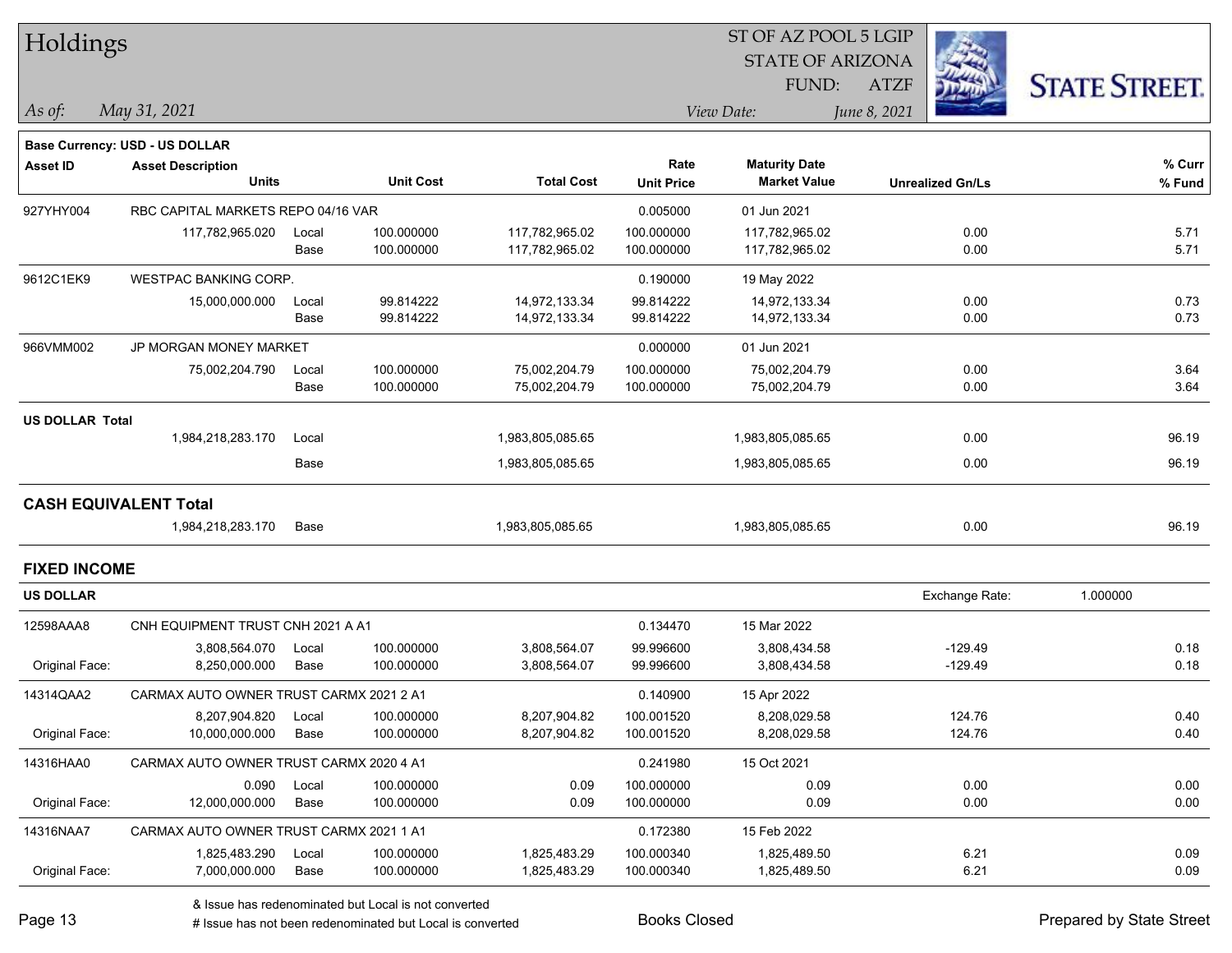# Holdings

ST OF AZ POOL 5 LGIP
STATE OF ARIZONA
FUND: ATZF

*As of:* *May 31, 2021*

*View Date:* *June 8, 2021*

**Base Currency: USD - US DOLLAR**

| Asset ID | Asset Description / Units | | Unit Cost | Total Cost | Rate / Unit Price | Maturity Date / Market Value | Unrealized Gn/Ls | % Curr / % Fund |
|---|---|---|---|---|---|---|---|---|
| 927YHY004 | RBC CAPITAL MARKETS REPO 04/16 VAR | | | | 0.005000 | 01 Jun 2021 | | |
| | 117,782,965.020 | Local | 100.000000 | 117,782,965.02 | 100.000000 | 117,782,965.02 | 0.00 | 5.71 |
| | | Base | 100.000000 | 117,782,965.02 | 100.000000 | 117,782,965.02 | 0.00 | 5.71 |
| 9612C1EK9 | WESTPAC BANKING CORP. | | | | 0.190000 | 19 May 2022 | | |
| | 15,000,000.000 | Local | 99.814222 | 14,972,133.34 | 99.814222 | 14,972,133.34 | 0.00 | 0.73 |
| | | Base | 99.814222 | 14,972,133.34 | 99.814222 | 14,972,133.34 | 0.00 | 0.73 |
| 966VMM002 | JP MORGAN MONEY MARKET | | | | 0.000000 | 01 Jun 2021 | | |
| | 75,002,204.790 | Local | 100.000000 | 75,002,204.79 | 100.000000 | 75,002,204.79 | 0.00 | 3.64 |
| | | Base | 100.000000 | 75,002,204.79 | 100.000000 | 75,002,204.79 | 0.00 | 3.64 |
| **US DOLLAR Total** | | | | | | | | |
| | 1,984,218,283.170 | Local | | 1,983,805,085.65 | | 1,983,805,085.65 | 0.00 | 96.19 |
| | | Base | | 1,983,805,085.65 | | 1,983,805,085.65 | 0.00 | 96.19 |

## CASH EQUIVALENT Total

| | Units | | Total Cost | Market Value | Unrealized Gn/Ls | % Fund |
|---|---|---|---|---|---|---|
| | 1,984,218,283.170 | Base | 1,983,805,085.65 | 1,983,805,085.65 | 0.00 | 96.19 |

## FIXED INCOME

**US DOLLAR** — Exchange Rate: 1.000000

| Asset ID | Asset Description / Units | | Unit Cost | Total Cost | Rate / Unit Price | Maturity Date / Market Value | Unrealized Gn/Ls | % Curr / % Fund |
|---|---|---|---|---|---|---|---|---|
| 12598AAA8 | CNH EQUIPMENT TRUST CNH 2021 A A1 | | | | 0.134470 | 15 Mar 2022 | | |
| | 3,808,564.070 | Local | 100.000000 | 3,808,564.07 | 99.996600 | 3,808,434.58 | -129.49 | 0.18 |
| Original Face: | 8,250,000.000 | Base | 100.000000 | 3,808,564.07 | 99.996600 | 3,808,434.58 | -129.49 | 0.18 |
| 14314QAA2 | CARMAX AUTO OWNER TRUST CARMX 2021 2 A1 | | | | 0.140900 | 15 Apr 2022 | | |
| | 8,207,904.820 | Local | 100.000000 | 8,207,904.82 | 100.001520 | 8,208,029.58 | 124.76 | 0.40 |
| Original Face: | 10,000,000.000 | Base | 100.000000 | 8,207,904.82 | 100.001520 | 8,208,029.58 | 124.76 | 0.40 |
| 14316HAA0 | CARMAX AUTO OWNER TRUST CARMX 2020 4 A1 | | | | 0.241980 | 15 Oct 2021 | | |
| | 0.090 | Local | 100.000000 | 0.09 | 100.000000 | 0.09 | 0.00 | 0.00 |
| Original Face: | 12,000,000.000 | Base | 100.000000 | 0.09 | 100.000000 | 0.09 | 0.00 | 0.00 |
| 14316NAA7 | CARMAX AUTO OWNER TRUST CARMX 2021 1 A1 | | | | 0.172380 | 15 Feb 2022 | | |
| | 1,825,483.290 | Local | 100.000000 | 1,825,483.29 | 100.000340 | 1,825,489.50 | 6.21 | 0.09 |
| Original Face: | 7,000,000.000 | Base | 100.000000 | 1,825,483.29 | 100.000340 | 1,825,489.50 | 6.21 | 0.09 |

& Issue has redenominated but Local is not converted
# Issue has not been redenominated but Local is converted

Books Closed

Prepared by State Street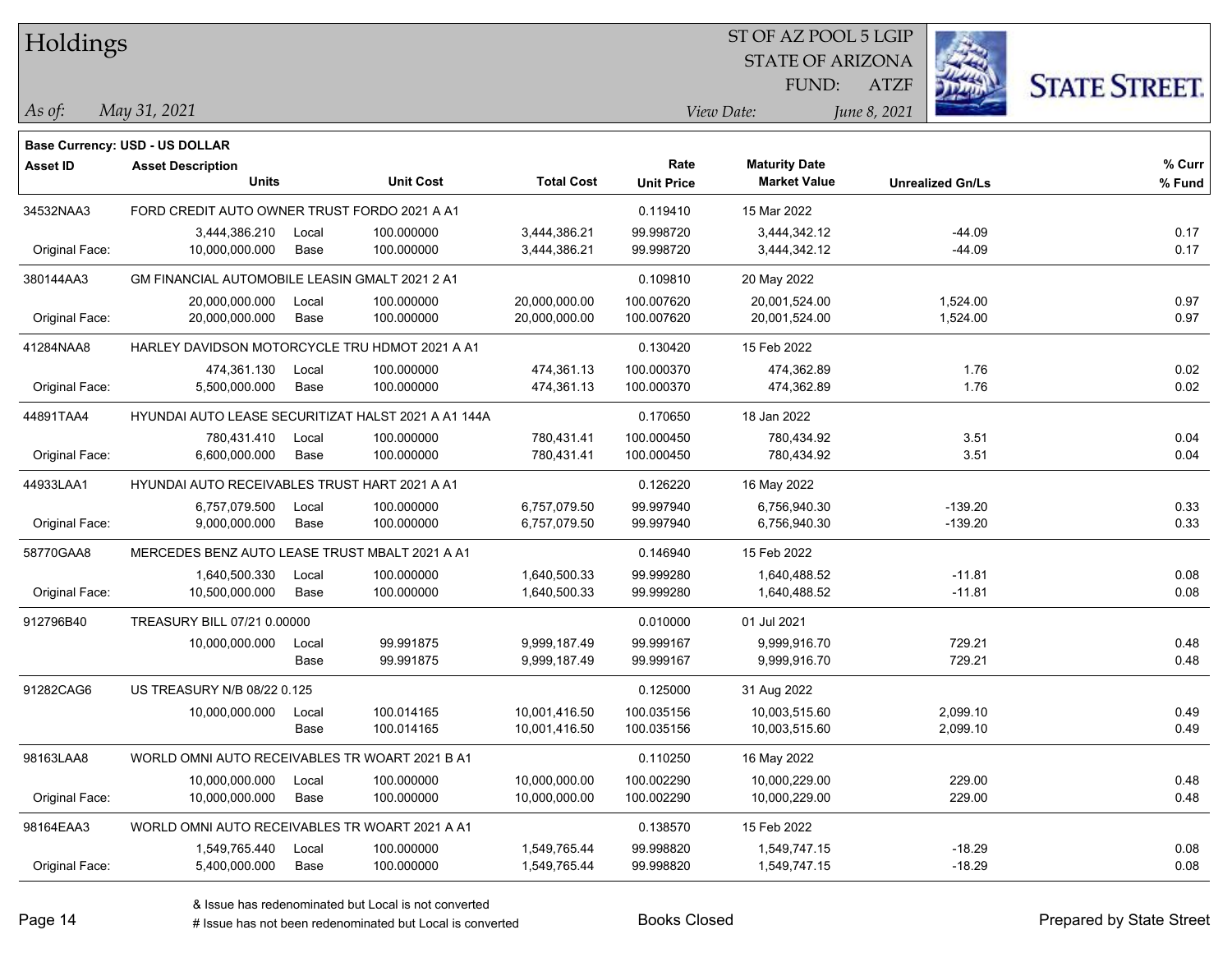# Holdings

ST OF AZ POOL 5 LGIP
STATE OF ARIZONA
FUND: ATZF

*As of:* *May 31, 2021*
*View Date:* *June 8, 2021*

**Base Currency: USD - US DOLLAR**

| Asset ID | Asset Description / Units | | Unit Cost | Total Cost | Rate / Unit Price | Maturity Date / Market Value | Unrealized Gn/Ls | % Curr / % Fund |
|---|---|---|---|---|---|---|---|---|
| 34532NAA3 | FORD CREDIT AUTO OWNER TRUST FORDO 2021 A A1 | | | | 0.119410 | 15 Mar 2022 | | |
| | 3,444,386.210 | Local | 100.000000 | 3,444,386.21 | 99.998720 | 3,444,342.12 | -44.09 | 0.17 |
| Original Face: | 10,000,000.000 | Base | 100.000000 | 3,444,386.21 | 99.998720 | 3,444,342.12 | -44.09 | 0.17 |
| 380144AA3 | GM FINANCIAL AUTOMOBILE LEASIN GMALT 2021 2 A1 | | | | 0.109810 | 20 May 2022 | | |
| | 20,000,000.000 | Local | 100.000000 | 20,000,000.00 | 100.007620 | 20,001,524.00 | 1,524.00 | 0.97 |
| Original Face: | 20,000,000.000 | Base | 100.000000 | 20,000,000.00 | 100.007620 | 20,001,524.00 | 1,524.00 | 0.97 |
| 41284NAA8 | HARLEY DAVIDSON MOTORCYCLE TRU HDMOT 2021 A A1 | | | | 0.130420 | 15 Feb 2022 | | |
| | 474,361.130 | Local | 100.000000 | 474,361.13 | 100.000370 | 474,362.89 | 1.76 | 0.02 |
| Original Face: | 5,500,000.000 | Base | 100.000000 | 474,361.13 | 100.000370 | 474,362.89 | 1.76 | 0.02 |
| 44891TAA4 | HYUNDAI AUTO LEASE SECURITIZAT HALST 2021 A A1 144A | | | | 0.170650 | 18 Jan 2022 | | |
| | 780,431.410 | Local | 100.000000 | 780,431.41 | 100.000450 | 780,434.92 | 3.51 | 0.04 |
| Original Face: | 6,600,000.000 | Base | 100.000000 | 780,431.41 | 100.000450 | 780,434.92 | 3.51 | 0.04 |
| 44933LAA1 | HYUNDAI AUTO RECEIVABLES TRUST HART 2021 A A1 | | | | 0.126220 | 16 May 2022 | | |
| | 6,757,079.500 | Local | 100.000000 | 6,757,079.50 | 99.997940 | 6,756,940.30 | -139.20 | 0.33 |
| Original Face: | 9,000,000.000 | Base | 100.000000 | 6,757,079.50 | 99.997940 | 6,756,940.30 | -139.20 | 0.33 |
| 58770GAA8 | MERCEDES BENZ AUTO LEASE TRUST MBALT 2021 A A1 | | | | 0.146940 | 15 Feb 2022 | | |
| | 1,640,500.330 | Local | 100.000000 | 1,640,500.33 | 99.999280 | 1,640,488.52 | -11.81 | 0.08 |
| Original Face: | 10,500,000.000 | Base | 100.000000 | 1,640,500.33 | 99.999280 | 1,640,488.52 | -11.81 | 0.08 |
| 912796B40 | TREASURY BILL 07/21 0.00000 | | | | 0.010000 | 01 Jul 2021 | | |
| | 10,000,000.000 | Local | 99.991875 | 9,999,187.49 | 99.999167 | 9,999,916.70 | 729.21 | 0.48 |
| | | Base | 99.991875 | 9,999,187.49 | 99.999167 | 9,999,916.70 | 729.21 | 0.48 |
| 91282CAG6 | US TREASURY N/B 08/22 0.125 | | | | 0.125000 | 31 Aug 2022 | | |
| | 10,000,000.000 | Local | 100.014165 | 10,001,416.50 | 100.035156 | 10,003,515.60 | 2,099.10 | 0.49 |
| | | Base | 100.014165 | 10,001,416.50 | 100.035156 | 10,003,515.60 | 2,099.10 | 0.49 |
| 98163LAA8 | WORLD OMNI AUTO RECEIVABLES TR WOART 2021 B A1 | | | | 0.110250 | 16 May 2022 | | |
| | 10,000,000.000 | Local | 100.000000 | 10,000,000.00 | 100.002290 | 10,000,229.00 | 229.00 | 0.48 |
| Original Face: | 10,000,000.000 | Base | 100.000000 | 10,000,000.00 | 100.002290 | 10,000,229.00 | 229.00 | 0.48 |
| 98164EAA3 | WORLD OMNI AUTO RECEIVABLES TR WOART 2021 A A1 | | | | 0.138570 | 15 Feb 2022 | | |
| | 1,549,765.440 | Local | 100.000000 | 1,549,765.44 | 99.998820 | 1,549,747.15 | -18.29 | 0.08 |
| Original Face: | 5,400,000.000 | Base | 100.000000 | 1,549,765.44 | 99.998820 | 1,549,747.15 | -18.29 | 0.08 |

& Issue has redenominated but Local is not converted
# Issue has not been redenominated but Local is converted

Books Closed

Prepared by State Street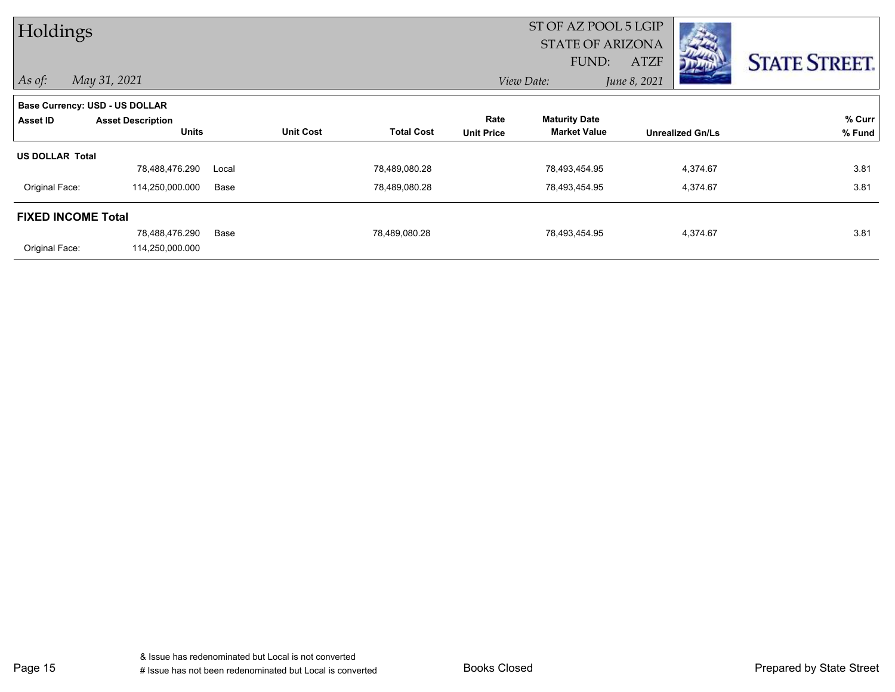# Holdings

ST OF AZ POOL 5 LGIP
STATE OF ARIZONA
FUND: ATZF

*As of:* *May 31, 2021*

*View Date:* *June 8, 2021*

STATE STREET.

**Base Currency: USD - US DOLLAR**

| Asset ID | Asset Description / Units | | Unit Cost | Total Cost | Rate / Unit Price | Maturity Date / Market Value | Unrealized Gn/Ls | % Curr / % Fund |
|---|---|---|---|---|---|---|---|---|
| **US DOLLAR Total** | | | | | | | | |
| | 78,488,476.290 | Local | | 78,489,080.28 | | 78,493,454.95 | 4,374.67 | 3.81 |
| Original Face: | 114,250,000.000 | Base | | 78,489,080.28 | | 78,493,454.95 | 4,374.67 | 3.81 |
| **FIXED INCOME Total** | | | | | | | | |
| | 78,488,476.290 | Base | | 78,489,080.28 | | 78,493,454.95 | 4,374.67 | 3.81 |
| Original Face: | 114,250,000.000 | | | | | | | |

& Issue has redenominated but Local is not converted
# Issue has not been redenominated but Local is converted

Books Closed

Prepared by State Street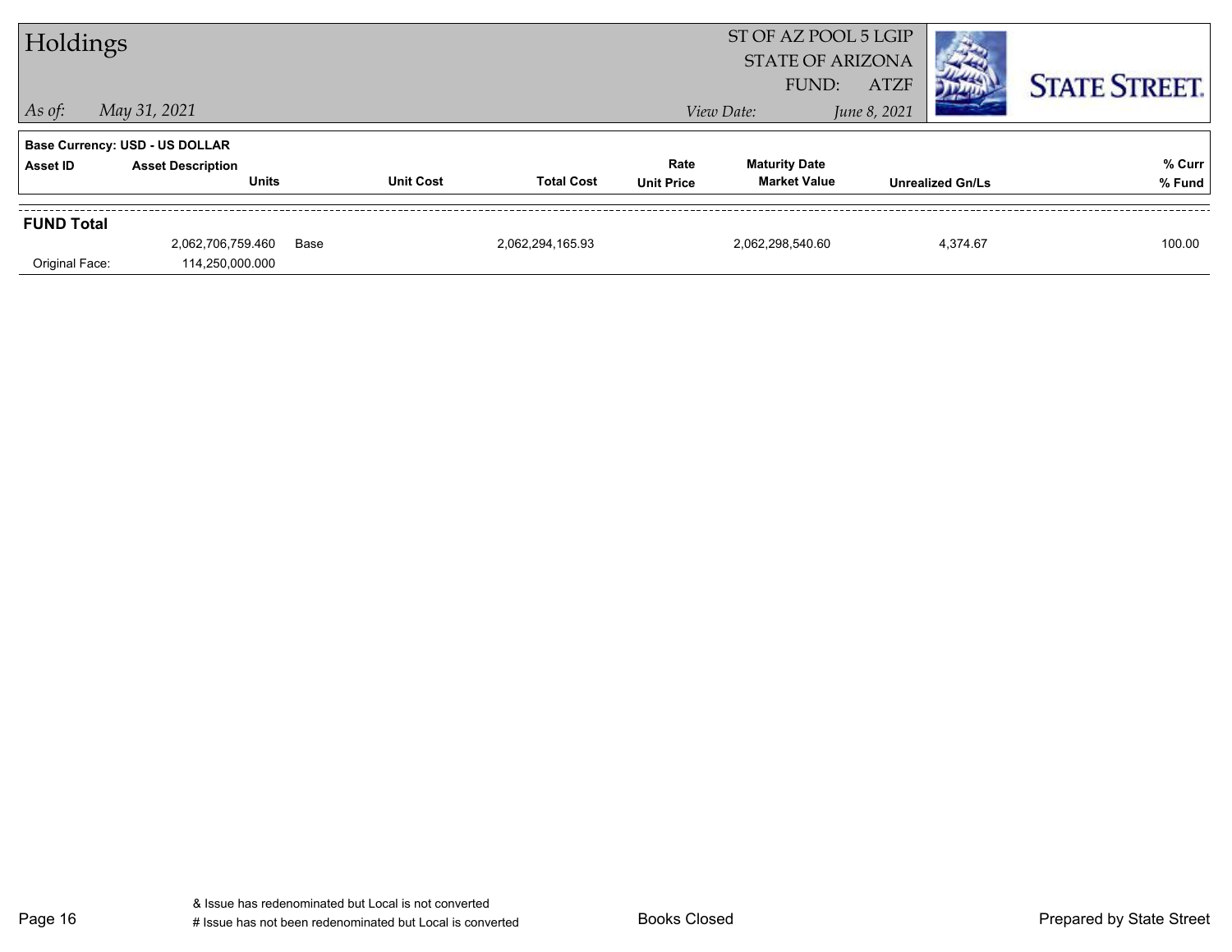# Holdings

ST OF AZ POOL 5 LGIP
STATE OF ARIZONA
FUND: ATZF

*As of:* *May 31, 2021*

*View Date:* *June 8, 2021*

**Base Currency: USD - US DOLLAR**

| Asset ID | Asset Description / Units | | Unit Cost | Total Cost | Rate / Unit Price | Maturity Date / Market Value | Unrealized Gn/Ls | % Curr / % Fund |
|---|---|---|---|---|---|---|---|---|
| **FUND Total** | | | | | | | | |
| | 2,062,706,759.460 | Base | | 2,062,294,165.93 | | 2,062,298,540.60 | 4,374.67 | 100.00 |
| Original Face: | 114,250,000.000 | | | | | | | |

& Issue has redenominated but Local is not converted
# Issue has not been redenominated but Local is converted

Books Closed

Prepared by State Street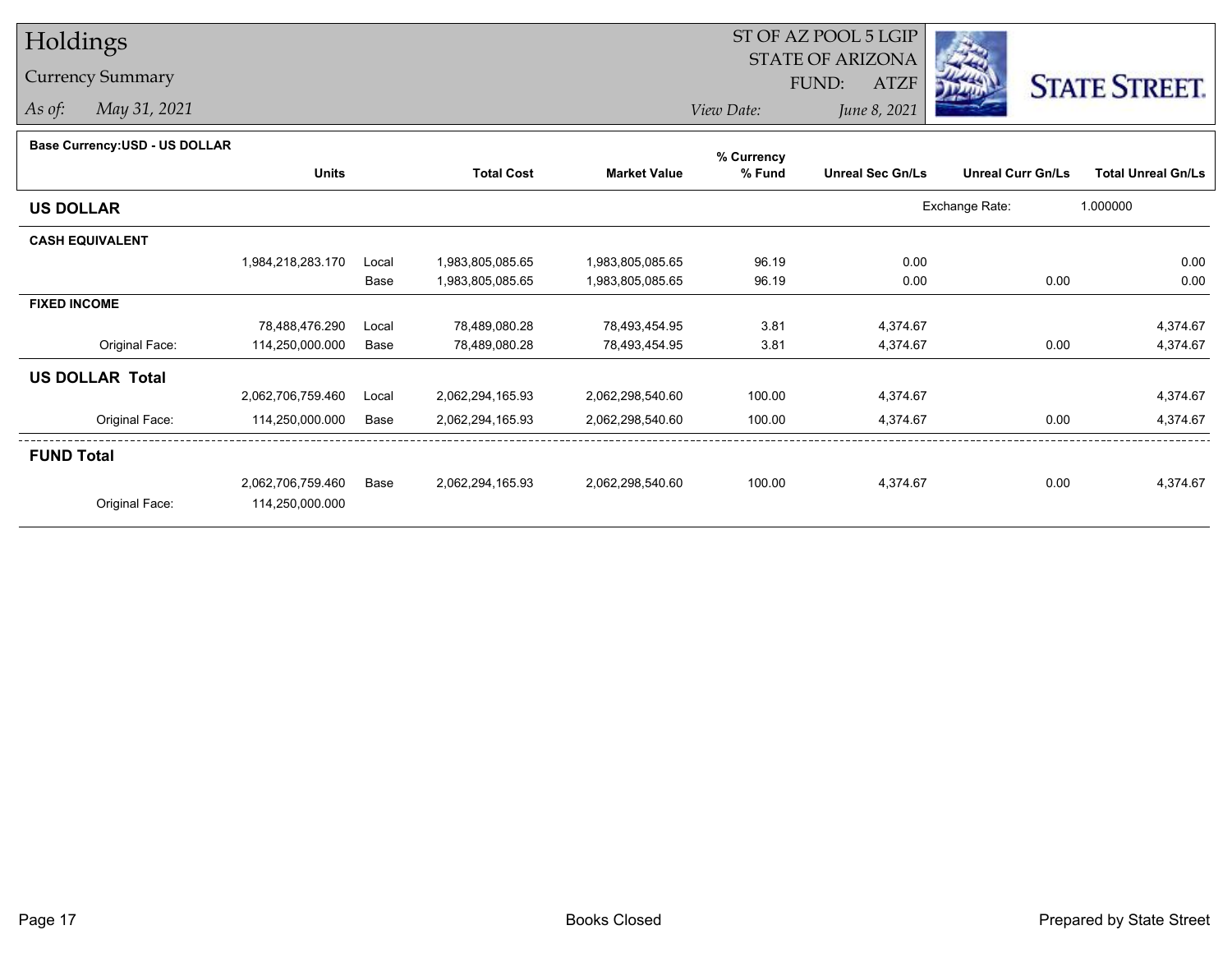# Holdings

## Currency Summary

*As of:* *May 31, 2021*

ST OF AZ POOL 5 LGIP
STATE OF ARIZONA
FUND: ATZF

*View Date:* *June 8, 2021*

STATE STREET.

**Base Currency:USD - US DOLLAR**

| | Units | | Total Cost | Market Value | % Currency % Fund | Unreal Sec Gn/Ls | Unreal Curr Gn/Ls | Total Unreal Gn/Ls |
|---|---|---|---|---|---|---|---|---|
| **US DOLLAR** | | | | | | | Exchange Rate: | 1.000000 |
| **CASH EQUIVALENT** | | | | | | | | |
| | 1,984,218,283.170 | Local | 1,983,805,085.65 | 1,983,805,085.65 | 96.19 | 0.00 | | 0.00 |
| | | Base | 1,983,805,085.65 | 1,983,805,085.65 | 96.19 | 0.00 | 0.00 | 0.00 |
| **FIXED INCOME** | | | | | | | | |
| | 78,488,476.290 | Local | 78,489,080.28 | 78,493,454.95 | 3.81 | 4,374.67 | | 4,374.67 |
| Original Face: | 114,250,000.000 | Base | 78,489,080.28 | 78,493,454.95 | 3.81 | 4,374.67 | 0.00 | 4,374.67 |
| **US DOLLAR Total** | | | | | | | | |
| | 2,062,706,759.460 | Local | 2,062,294,165.93 | 2,062,298,540.60 | 100.00 | 4,374.67 | | 4,374.67 |
| Original Face: | 114,250,000.000 | Base | 2,062,294,165.93 | 2,062,298,540.60 | 100.00 | 4,374.67 | 0.00 | 4,374.67 |
| **FUND Total** | | | | | | | | |
| | 2,062,706,759.460 | Base | 2,062,294,165.93 | 2,062,298,540.60 | 100.00 | 4,374.67 | 0.00 | 4,374.67 |
| Original Face: | 114,250,000.000 | | | | | | | |

Books Closed

Prepared by State Street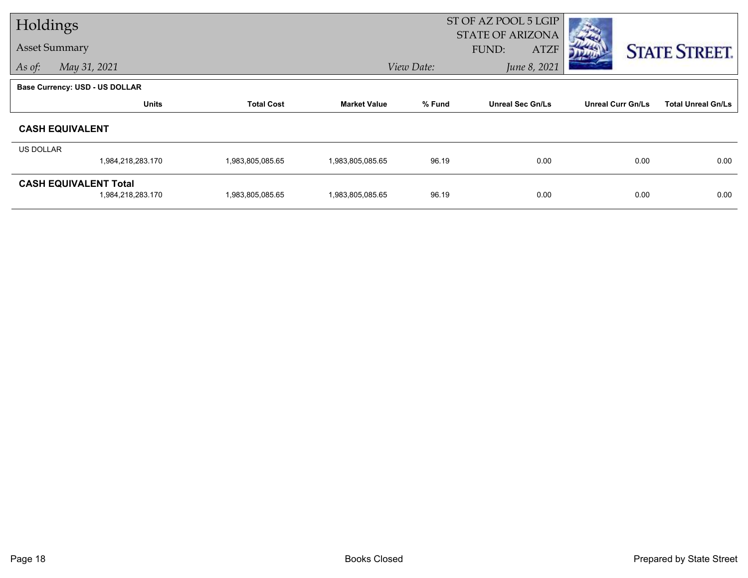# Holdings

Asset Summary

*As of: May 31, 2021*

ST OF AZ POOL 5 LGIP
STATE OF ARIZONA
FUND: ATZF

*View Date: June 8, 2021*

STATE STREET.

**Base Currency: USD - US DOLLAR**

| | Units | Total Cost | Market Value | % Fund | Unreal Sec Gn/Ls | Unreal Curr Gn/Ls | Total Unreal Gn/Ls |
|---|---|---|---|---|---|---|---|
| **CASH EQUIVALENT** | | | | | | | |
| US DOLLAR | 1,984,218,283.170 | 1,983,805,085.65 | 1,983,805,085.65 | 96.19 | 0.00 | 0.00 | 0.00 |
| **CASH EQUIVALENT Total** | 1,984,218,283.170 | 1,983,805,085.65 | 1,983,805,085.65 | 96.19 | 0.00 | 0.00 | 0.00 |

Books Closed

Prepared by State Street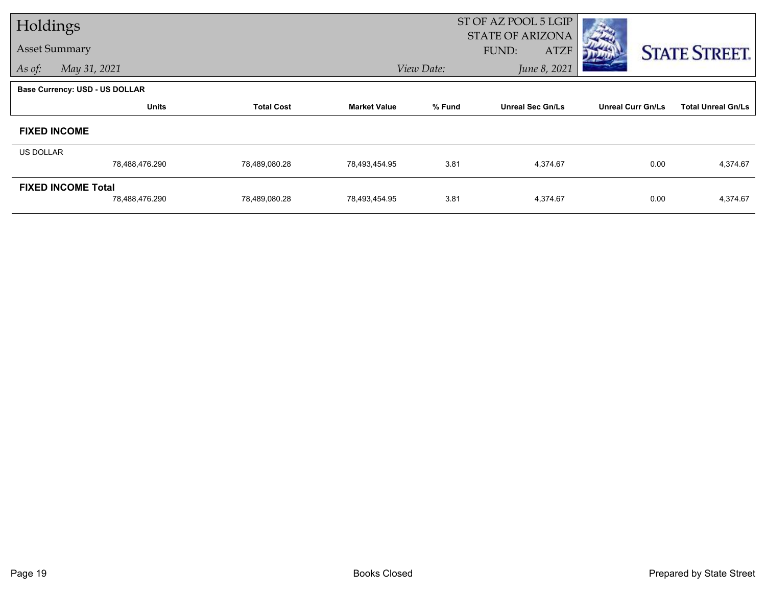# Holdings

## Asset Summary

*As of:* *May 31, 2021*

ST OF AZ POOL 5 LGIP
STATE OF ARIZONA
FUND: ATZF

*View Date:* *June 8, 2021*

STATE STREET.

**Base Currency: USD - US DOLLAR**

| | Units | Total Cost | Market Value | % Fund | Unreal Sec Gn/Ls | Unreal Curr Gn/Ls | Total Unreal Gn/Ls |
|---|---|---|---|---|---|---|---|
| **FIXED INCOME** | | | | | | | |
| US DOLLAR | 78,488,476.290 | 78,489,080.28 | 78,493,454.95 | 3.81 | 4,374.67 | 0.00 | 4,374.67 |
| **FIXED INCOME Total** | 78,488,476.290 | 78,489,080.28 | 78,493,454.95 | 3.81 | 4,374.67 | 0.00 | 4,374.67 |

Books Closed

Prepared by State Street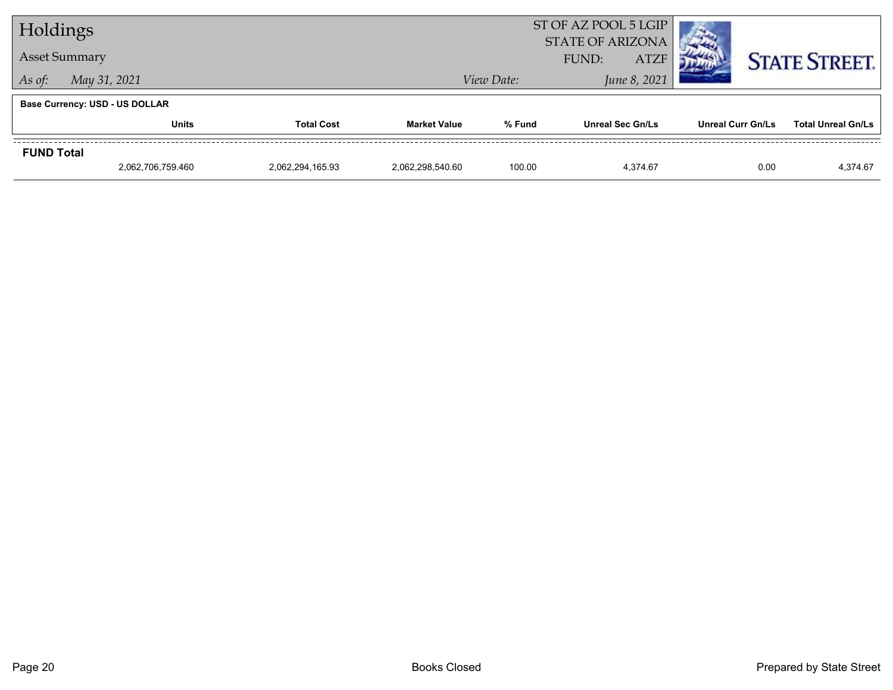# Holdings

## Asset Summary

*As of:* *May 31, 2021*

ST OF AZ POOL 5 LGIP
STATE OF ARIZONA
FUND: ATZF

*View Date:* *June 8, 2021*

STATE STREET.

**Base Currency: USD - US DOLLAR**

| | Units | Total Cost | Market Value | % Fund | Unreal Sec Gn/Ls | Unreal Curr Gn/Ls | Total Unreal Gn/Ls |
|---|---|---|---|---|---|---|---|
| **FUND Total** | | | | | | | |
| | 2,062,706,759.460 | 2,062,294,165.93 | 2,062,298,540.60 | 100.00 | 4,374.67 | 0.00 | 4,374.67 |

Books Closed

Prepared by State Street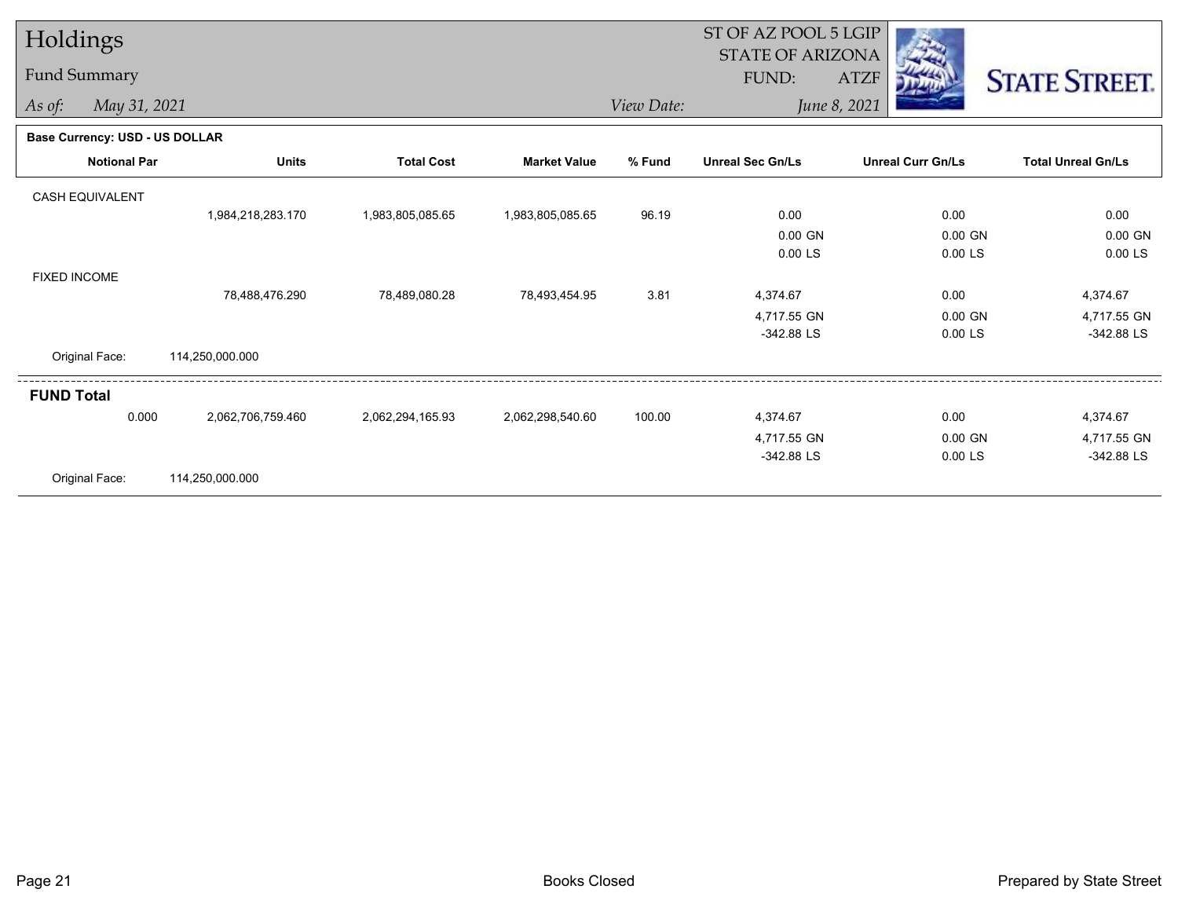# Holdings

Fund Summary

*As of:* May 31, 2021

ST OF AZ POOL 5 LGIP
STATE OF ARIZONA
FUND: ATZF

*View Date:* June 8, 2021

STATE STREET.

**Base Currency: USD - US DOLLAR**

| Notional Par | Units | Total Cost | Market Value | % Fund | Unreal Sec Gn/Ls | Unreal Curr Gn/Ls | Total Unreal Gn/Ls |
|---|---|---|---|---|---|---|---|
| CASH EQUIVALENT | | | | | | | |
| | 1,984,218,283.170 | 1,983,805,085.65 | 1,983,805,085.65 | 96.19 | 0.00 | 0.00 | 0.00 |
| | | | | | 0.00 GN | 0.00 GN | 0.00 GN |
| | | | | | 0.00 LS | 0.00 LS | 0.00 LS |
| FIXED INCOME | | | | | | | |
| | 78,488,476.290 | 78,489,080.28 | 78,493,454.95 | 3.81 | 4,374.67 | 0.00 | 4,374.67 |
| | | | | | 4,717.55 GN | 0.00 GN | 4,717.55 GN |
| | | | | | -342.88 LS | 0.00 LS | -342.88 LS |
| Original Face: | 114,250,000.000 | | | | | | |
| **FUND Total** | | | | | | | |
| 0.000 | 2,062,706,759.460 | 2,062,294,165.93 | 2,062,298,540.60 | 100.00 | 4,374.67 | 0.00 | 4,374.67 |
| | | | | | 4,717.55 GN | 0.00 GN | 4,717.55 GN |
| | | | | | -342.88 LS | 0.00 LS | -342.88 LS |
| Original Face: | 114,250,000.000 | | | | | | |

Books Closed

Prepared by State Street